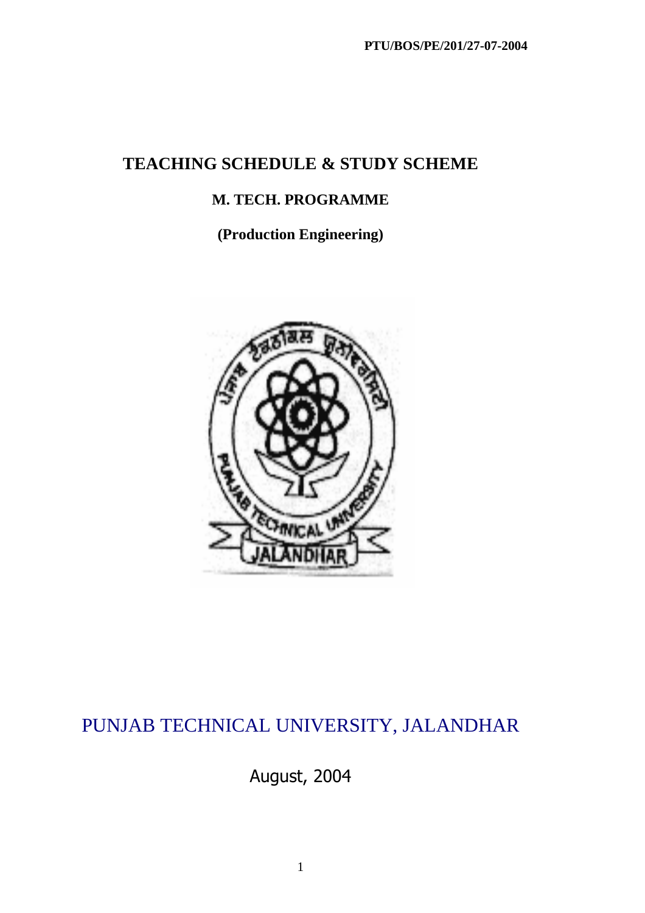PTU/BOS/PE/201/27-07-2004

# TEACHING SCHEDULE & STUDY SCHEME

## M. TECH. PROGRAMME

## (Production Engineering)

PUNJAB TECHNICAL UNIVERSITY, JALANDHAR

August, 2004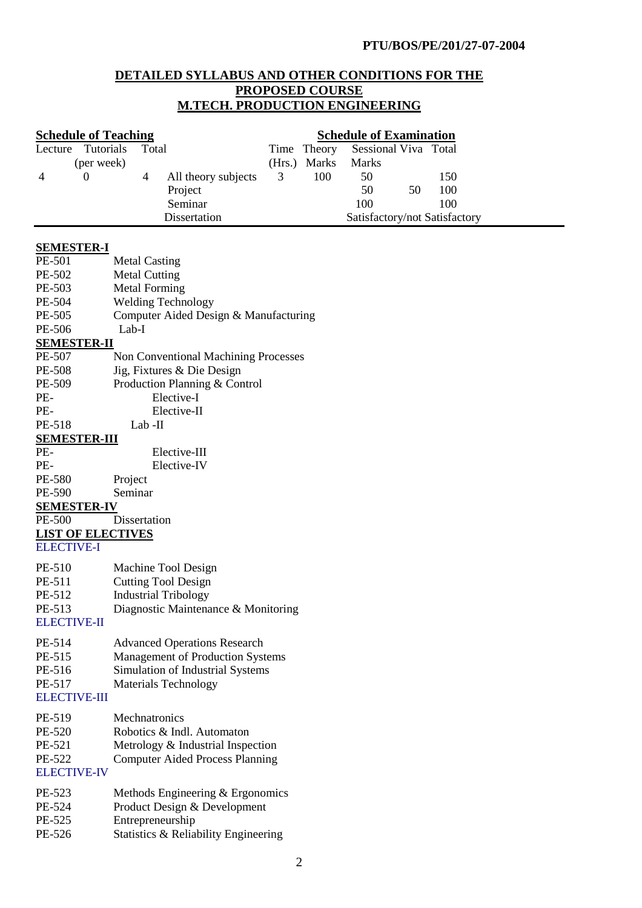PTU/BOS/PE/201/27-07-2004

# DETAILED SYLLABUS AND OTHER CONDITIONS FOR THE PROPOSED COURSE M.TECH. PRODUCTION ENGINEERING

| Schedule of Teaching | | | | Schedule of Examination | | | | |
|---|---|---|---|---|---|---|---|---|
| Lecture | Tutorials (per week) | Total | | Time (Hrs.) | Theory Marks | Sessional Marks | Viva | Total |
| 4 | 0 | 4 | All theory subjects | 3 | 100 | 50 | | 150 |
| | | | Project | | | 50 | 50 | 100 |
| | | | Seminar | | | 100 | | 100 |
| | | | Dissertation | | | Satisfactory/not Satisfactory | | |

**SEMESTER-I**

| | |
|---|---|
| PE-501 | Metal Casting |
| PE-502 | Metal Cutting |
| PE-503 | Metal Forming |
| PE-504 | Welding Technology |
| PE-505 | Computer Aided Design & Manufacturing |
| PE-506 | Lab-I |

**SEMESTER-II**

| | |
|---|---|
| PE-507 | Non Conventional Machining Processes |
| PE-508 | Jig, Fixtures & Die Design |
| PE-509 | Production Planning & Control |
| PE- | Elective-I |
| PE- | Elective-II |
| PE-518 | Lab -II |

**SEMESTER-III**

| | |
|---|---|
| PE- | Elective-III |
| PE- | Elective-IV |
| PE-580 | Project |
| PE-590 | Seminar |

**SEMESTER-IV**

| | |
|---|---|
| PE-500 | Dissertation |

**LIST OF ELECTIVES**

ELECTIVE-I

| | |
|---|---|
| PE-510 | Machine Tool Design |
| PE-511 | Cutting Tool Design |
| PE-512 | Industrial Tribology |
| PE-513 | Diagnostic Maintenance & Monitoring |

ELECTIVE-II

| | |
|---|---|
| PE-514 | Advanced Operations Research |
| PE-515 | Management of Production Systems |
| PE-516 | Simulation of Industrial Systems |
| PE-517 | Materials Technology |

ELECTIVE-III

| | |
|---|---|
| PE-519 | Mechnatronics |
| PE-520 | Robotics & Indl. Automaton |
| PE-521 | Metrology & Industrial Inspection |
| PE-522 | Computer Aided Process Planning |

ELECTIVE-IV

| | |
|---|---|
| PE-523 | Methods Engineering & Ergonomics |
| PE-524 | Product Design & Development |
| PE-525 | Entrepreneurship |
| PE-526 | Statistics & Reliability Engineering |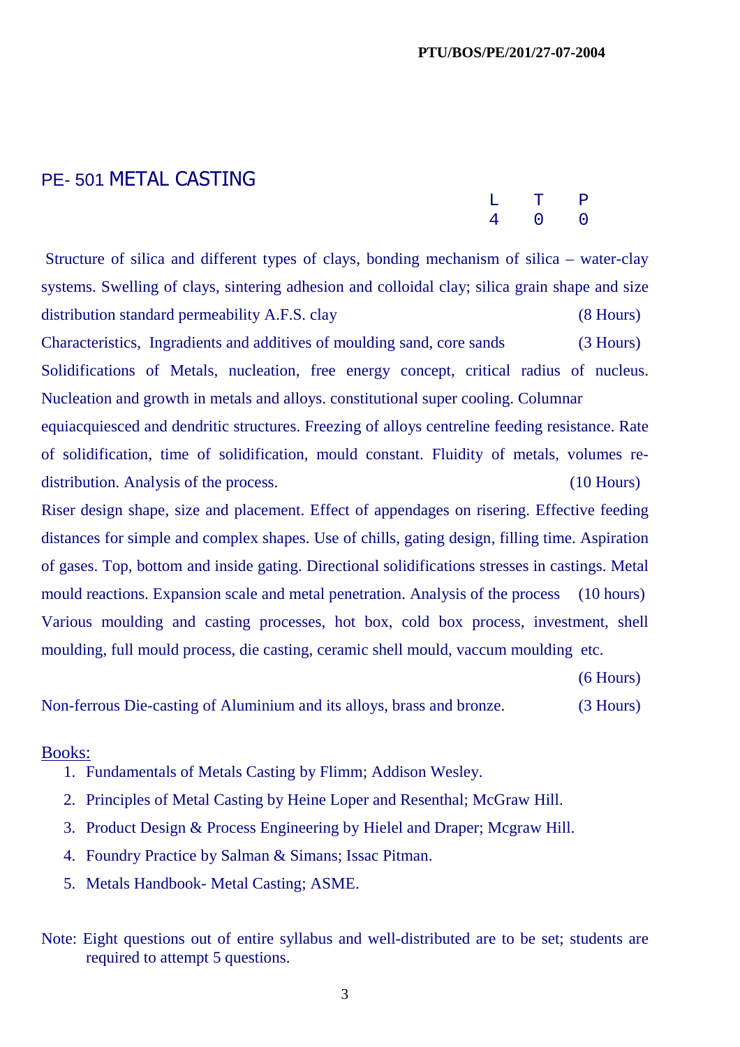# PE- 501 METAL CASTING

| L | T | P |
|---|---|---|
| 4 | 0 | 0 |

Structure of silica and different types of clays, bonding mechanism of silica – water-clay systems. Swelling of clays, sintering adhesion and colloidal clay; silica grain shape and size distribution standard permeability A.F.S. clay (8 Hours)

Characteristics, Ingradients and additives of moulding sand, core sands (3 Hours)

Solidifications of Metals, nucleation, free energy concept, critical radius of nucleus. Nucleation and growth in metals and alloys. constitutional super cooling. Columnar equiacquiesced and dendritic structures. Freezing of alloys centreline feeding resistance. Rate of solidification, time of solidification, mould constant. Fluidity of metals, volumes re-distribution. Analysis of the process. (10 Hours)

Riser design shape, size and placement. Effect of appendages on risering. Effective feeding distances for simple and complex shapes. Use of chills, gating design, filling time. Aspiration of gases. Top, bottom and inside gating. Directional solidifications stresses in castings. Metal mould reactions. Expansion scale and metal penetration. Analysis of the process (10 hours)

Various moulding and casting processes, hot box, cold box process, investment, shell moulding, full mould process, die casting, ceramic shell mould, vaccum moulding etc. (6 Hours)

Non-ferrous Die-casting of Aluminium and its alloys, brass and bronze. (3 Hours)

Books:

1. Fundamentals of Metals Casting by Flimm; Addison Wesley.
2. Principles of Metal Casting by Heine Loper and Resenthal; McGraw Hill.
3. Product Design & Process Engineering by Hielel and Draper; Mcgraw Hill.
4. Foundry Practice by Salman & Simans; Issac Pitman.
5. Metals Handbook- Metal Casting; ASME.

Note: Eight questions out of entire syllabus and well-distributed are to be set; students are required to attempt 5 questions.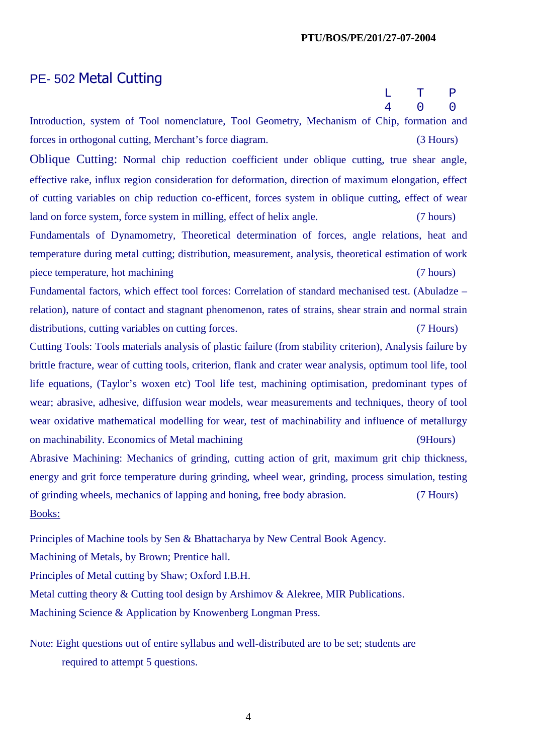PTU/BOS/PE/201/27-07-2004

## PE- 502 Metal Cutting

| L | T | P |
|---|---|---|
| 4 | 0 | 0 |

Introduction, system of Tool nomenclature, Tool Geometry, Mechanism of Chip, formation and forces in orthogonal cutting, Merchant's force diagram. (3 Hours)

Oblique Cutting: Normal chip reduction coefficient under oblique cutting, true shear angle, effective rake, influx region consideration for deformation, direction of maximum elongation, effect of cutting variables on chip reduction co-efficent, forces system in oblique cutting, effect of wear land on force system, force system in milling, effect of helix angle. (7 hours)

Fundamentals of Dynamometry, Theoretical determination of forces, angle relations, heat and temperature during metal cutting; distribution, measurement, analysis, theoretical estimation of work piece temperature, hot machining (7 hours)

Fundamental factors, which effect tool forces: Correlation of standard mechanised test. (Abuladze – relation), nature of contact and stagnant phenomenon, rates of strains, shear strain and normal strain distributions, cutting variables on cutting forces. (7 Hours)

Cutting Tools: Tools materials analysis of plastic failure (from stability criterion), Analysis failure by brittle fracture, wear of cutting tools, criterion, flank and crater wear analysis, optimum tool life, tool life equations, (Taylor's woxen etc) Tool life test, machining optimisation, predominant types of wear; abrasive, adhesive, diffusion wear models, wear measurements and techniques, theory of tool wear oxidative mathematical modelling for wear, test of machinability and influence of metallurgy on machinability. Economics of Metal machining (9Hours)

Abrasive Machining: Mechanics of grinding, cutting action of grit, maximum grit chip thickness, energy and grit force temperature during grinding, wheel wear, grinding, process simulation, testing of grinding wheels, mechanics of lapping and honing, free body abrasion. (7 Hours)

Books:

Principles of Machine tools by Sen & Bhattacharya by New Central Book Agency.

Machining of Metals, by Brown; Prentice hall.

Principles of Metal cutting by Shaw; Oxford I.B.H.

Metal cutting theory & Cutting tool design by Arshimov & Alekree, MIR Publications.

Machining Science & Application by Knowenberg Longman Press.

Note: Eight questions out of entire syllabus and well-distributed are to be set; students are required to attempt 5 questions.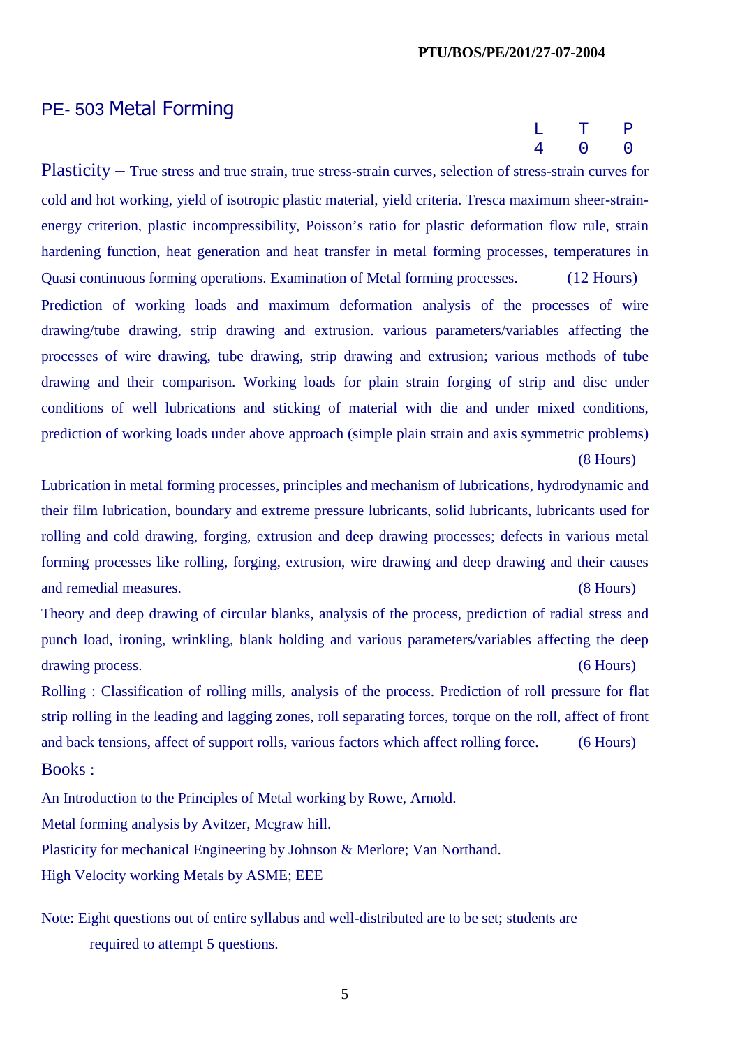PTU/BOS/PE/201/27-07-2004

## PE- 503 Metal Forming

| L | T | P |
|---|---|---|
| 4 | 0 | 0 |

Plasticity – True stress and true strain, true stress-strain curves, selection of stress-strain curves for cold and hot working, yield of isotropic plastic material, yield criteria. Tresca maximum sheer-strain-energy criterion, plastic incompressibility, Poisson's ratio for plastic deformation flow rule, strain hardening function, heat generation and heat transfer in metal forming processes, temperatures in Quasi continuous forming operations. Examination of Metal forming processes. (12 Hours)

Prediction of working loads and maximum deformation analysis of the processes of wire drawing/tube drawing, strip drawing and extrusion. various parameters/variables affecting the processes of wire drawing, tube drawing, strip drawing and extrusion; various methods of tube drawing and their comparison. Working loads for plain strain forging of strip and disc under conditions of well lubrications and sticking of material with die and under mixed conditions, prediction of working loads under above approach (simple plain strain and axis symmetric problems) (8 Hours)

Lubrication in metal forming processes, principles and mechanism of lubrications, hydrodynamic and their film lubrication, boundary and extreme pressure lubricants, solid lubricants, lubricants used for rolling and cold drawing, forging, extrusion and deep drawing processes; defects in various metal forming processes like rolling, forging, extrusion, wire drawing and deep drawing and their causes and remedial measures. (8 Hours)

Theory and deep drawing of circular blanks, analysis of the process, prediction of radial stress and punch load, ironing, wrinkling, blank holding and various parameters/variables affecting the deep drawing process. (6 Hours)

Rolling : Classification of rolling mills, analysis of the process. Prediction of roll pressure for flat strip rolling in the leading and lagging zones, roll separating forces, torque on the roll, affect of front and back tensions, affect of support rolls, various factors which affect rolling force. (6 Hours)

Books :

An Introduction to the Principles of Metal working by Rowe, Arnold.

Metal forming analysis by Avitzer, Mcgraw hill.

Plasticity for mechanical Engineering by Johnson & Merlore; Van Northand.

High Velocity working Metals by ASME; EEE

Note: Eight questions out of entire syllabus and well-distributed are to be set; students are required to attempt 5 questions.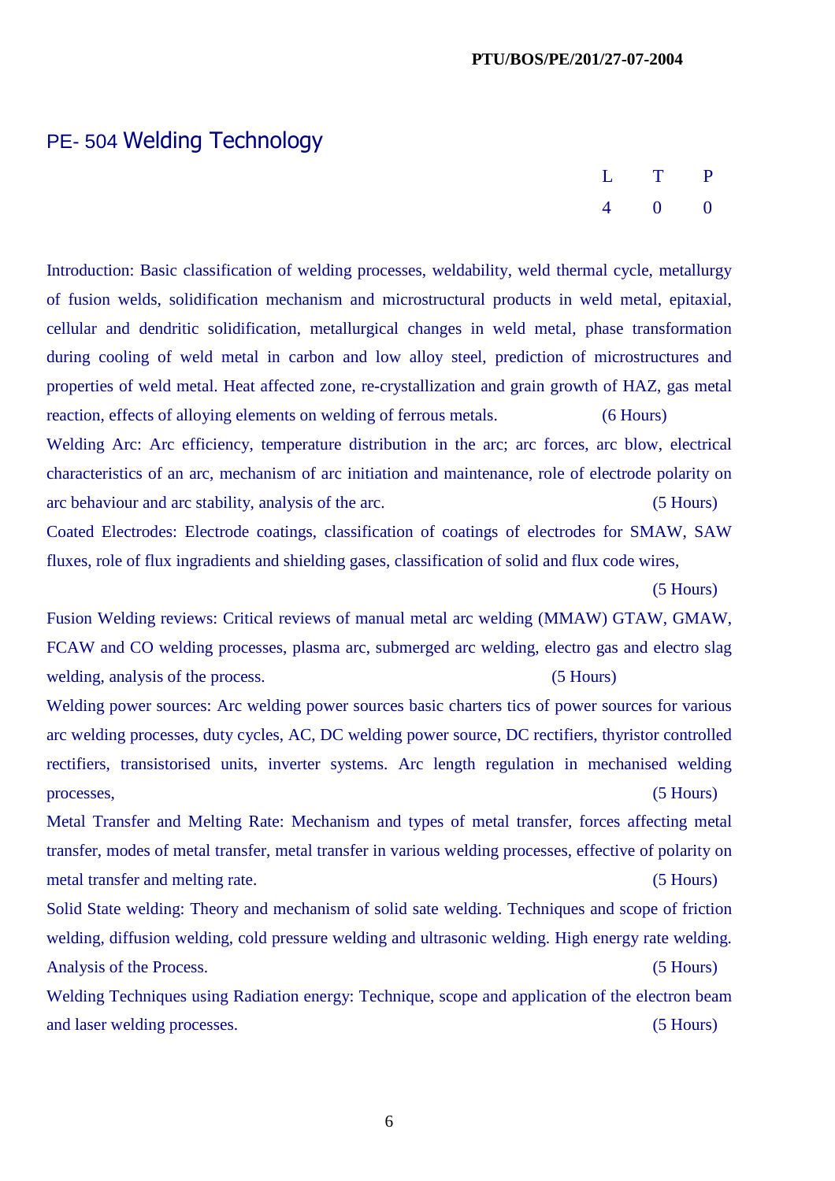PTU/BOS/PE/201/27-07-2004

# PE- 504 Welding Technology

| L | T | P |
|---|---|---|
| 4 | 0 | 0 |

Introduction: Basic classification of welding processes, weldability, weld thermal cycle, metallurgy of fusion welds, solidification mechanism and microstructural products in weld metal, epitaxial, cellular and dendritic solidification, metallurgical changes in weld metal, phase transformation during cooling of weld metal in carbon and low alloy steel, prediction of microstructures and properties of weld metal. Heat affected zone, re-crystallization and grain growth of HAZ, gas metal reaction, effects of alloying elements on welding of ferrous metals. (6 Hours)

Welding Arc: Arc efficiency, temperature distribution in the arc; arc forces, arc blow, electrical characteristics of an arc, mechanism of arc initiation and maintenance, role of electrode polarity on arc behaviour and arc stability, analysis of the arc. (5 Hours)

Coated Electrodes: Electrode coatings, classification of coatings of electrodes for SMAW, SAW fluxes, role of flux ingradients and shielding gases, classification of solid and flux code wires, (5 Hours)

Fusion Welding reviews: Critical reviews of manual metal arc welding (MMAW) GTAW, GMAW, FCAW and CO welding processes, plasma arc, submerged arc welding, electro gas and electro slag welding, analysis of the process. (5 Hours)

Welding power sources: Arc welding power sources basic charters tics of power sources for various arc welding processes, duty cycles, AC, DC welding power source, DC rectifiers, thyristor controlled rectifiers, transistorised units, inverter systems. Arc length regulation in mechanised welding processes, (5 Hours)

Metal Transfer and Melting Rate: Mechanism and types of metal transfer, forces affecting metal transfer, modes of metal transfer, metal transfer in various welding processes, effective of polarity on metal transfer and melting rate. (5 Hours)

Solid State welding: Theory and mechanism of solid sate welding. Techniques and scope of friction welding, diffusion welding, cold pressure welding and ultrasonic welding. High energy rate welding. Analysis of the Process. (5 Hours)

Welding Techniques using Radiation energy: Technique, scope and application of the electron beam and laser welding processes. (5 Hours)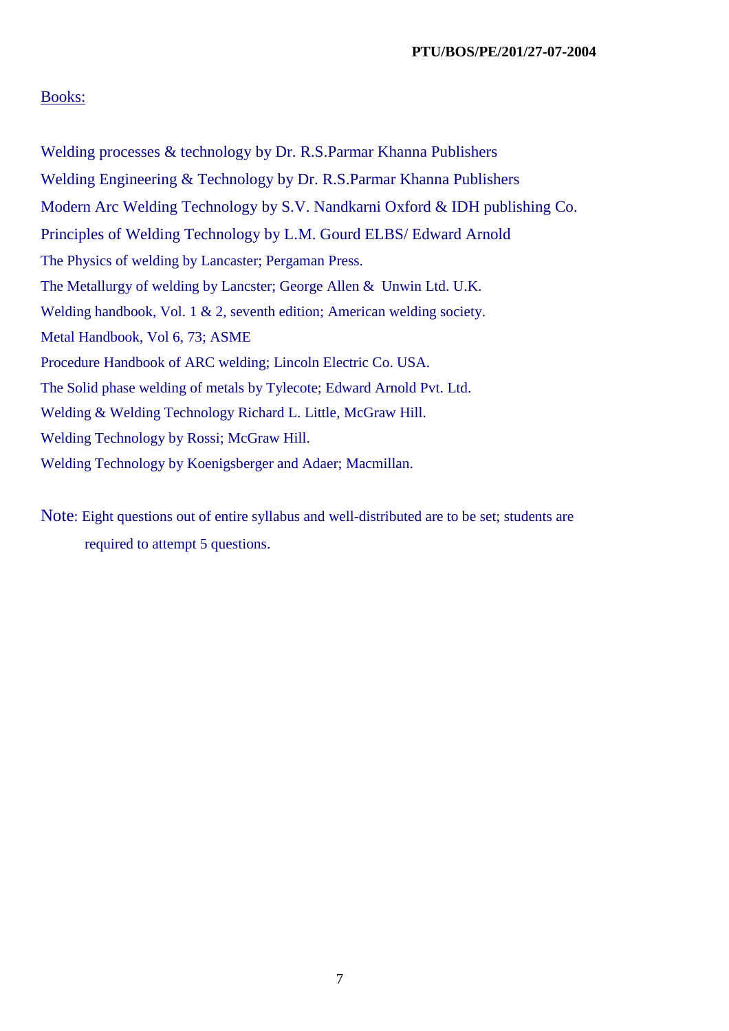Books:

Welding processes & technology by Dr. R.S.Parmar Khanna Publishers

Welding Engineering & Technology by Dr. R.S.Parmar Khanna Publishers

Modern Arc Welding Technology by S.V. Nandkarni Oxford & IDH publishing Co.

Principles of Welding Technology by L.M. Gourd ELBS/ Edward Arnold

The Physics of welding by Lancaster; Pergaman Press.

The Metallurgy of welding by Lancster; George Allen & Unwin Ltd. U.K.

Welding handbook, Vol. 1 & 2, seventh edition; American welding society.

Metal Handbook, Vol 6, 73; ASME

Procedure Handbook of ARC welding; Lincoln Electric Co. USA.

The Solid phase welding of metals by Tylecote; Edward Arnold Pvt. Ltd.

Welding & Welding Technology Richard L. Little, McGraw Hill.

Welding Technology by Rossi; McGraw Hill.

Welding Technology by Koenigsberger and Adaer; Macmillan.

Note: Eight questions out of entire syllabus and well-distributed are to be set; students are required to attempt 5 questions.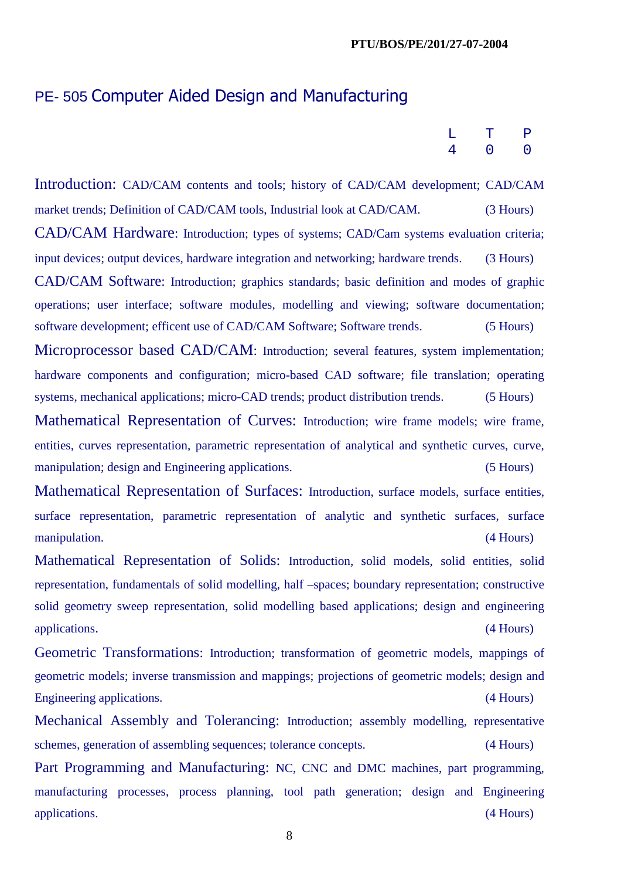PTU/BOS/PE/201/27-07-2004

# PE- 505 Computer Aided Design and Manufacturing

| L | T | P |
|---|---|---|
| 4 | 0 | 0 |

**Introduction:** CAD/CAM contents and tools; history of CAD/CAM development; CAD/CAM market trends; Definition of CAD/CAM tools, Industrial look at CAD/CAM. (3 Hours)

**CAD/CAM Hardware:** Introduction; types of systems; CAD/Cam systems evaluation criteria; input devices; output devices, hardware integration and networking; hardware trends. (3 Hours)

**CAD/CAM Software:** Introduction; graphics standards; basic definition and modes of graphic operations; user interface; software modules, modelling and viewing; software documentation; software development; efficent use of CAD/CAM Software; Software trends. (5 Hours)

**Microprocessor based CAD/CAM:** Introduction; several features, system implementation; hardware components and configuration; micro-based CAD software; file translation; operating systems, mechanical applications; micro-CAD trends; product distribution trends. (5 Hours)

**Mathematical Representation of Curves:** Introduction; wire frame models; wire frame, entities, curves representation, parametric representation of analytical and synthetic curves, curve, manipulation; design and Engineering applications. (5 Hours)

**Mathematical Representation of Surfaces:** Introduction, surface models, surface entities, surface representation, parametric representation of analytic and synthetic surfaces, surface manipulation. (4 Hours)

**Mathematical Representation of Solids:** Introduction, solid models, solid entities, solid representation, fundamentals of solid modelling, half –spaces; boundary representation; constructive solid geometry sweep representation, solid modelling based applications; design and engineering applications. (4 Hours)

**Geometric Transformations:** Introduction; transformation of geometric models, mappings of geometric models; inverse transmission and mappings; projections of geometric models; design and Engineering applications. (4 Hours)

**Mechanical Assembly and Tolerancing:** Introduction; assembly modelling, representative schemes, generation of assembling sequences; tolerance concepts. (4 Hours)

**Part Programming and Manufacturing:** NC, CNC and DMC machines, part programming, manufacturing processes, process planning, tool path generation; design and Engineering applications. (4 Hours)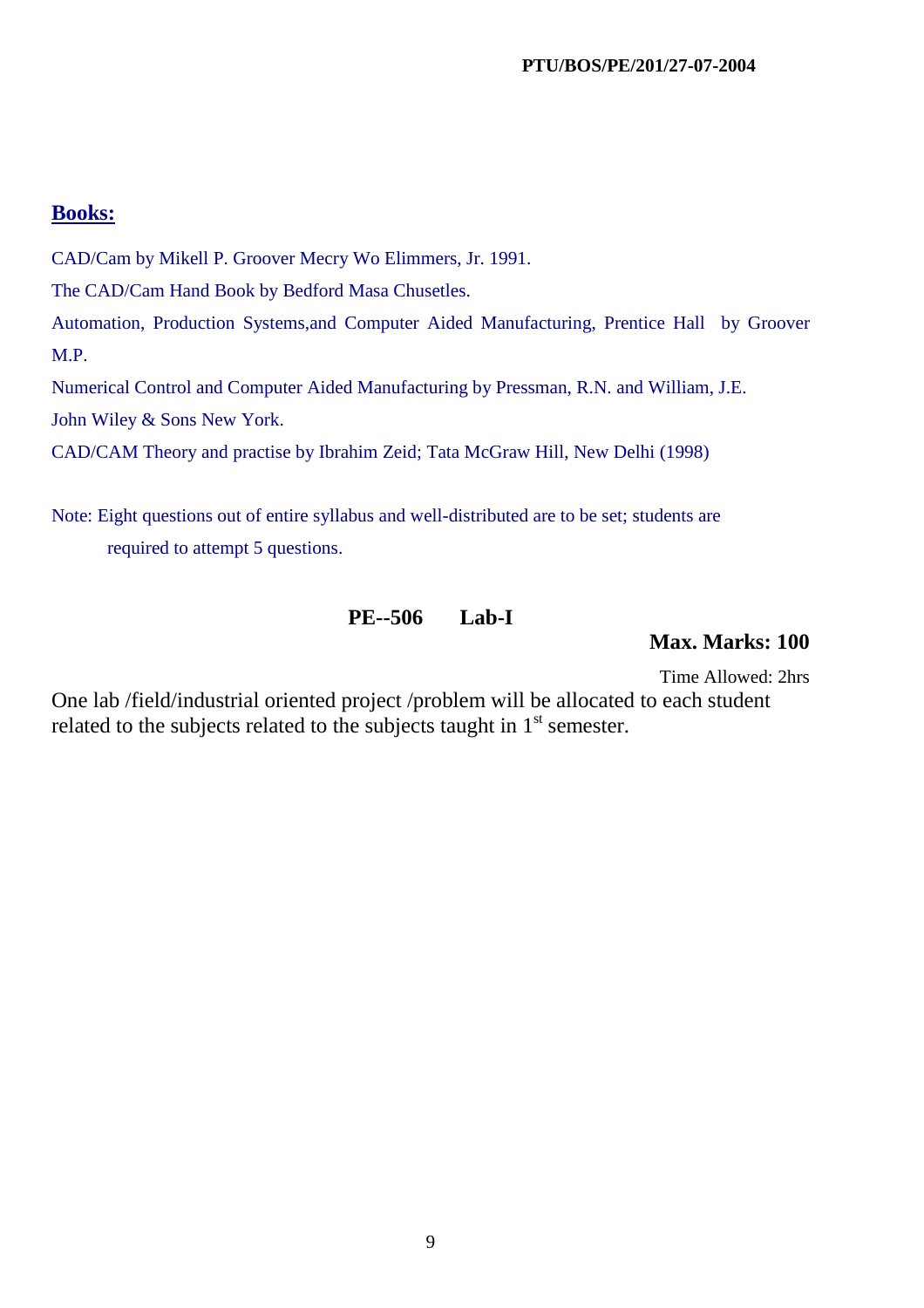**Books:**

CAD/Cam by Mikell P. Groover Mecry Wo Elimmers, Jr. 1991.

The CAD/Cam Hand Book by Bedford Masa Chusetles.

Automation, Production Systems,and Computer Aided Manufacturing, Prentice Hall by Groover M.P.

Numerical Control and Computer Aided Manufacturing by Pressman, R.N. and William, J.E. John Wiley & Sons New York.

CAD/CAM Theory and practise by Ibrahim Zeid; Tata McGraw Hill, New Delhi (1998)

Note: Eight questions out of entire syllabus and well-distributed are to be set; students are required to attempt 5 questions.

## PE--506 Lab-I

**Max. Marks: 100**

Time Allowed: 2hrs

One lab /field/industrial oriented project /problem will be allocated to each student related to the subjects related to the subjects taught in 1st semester.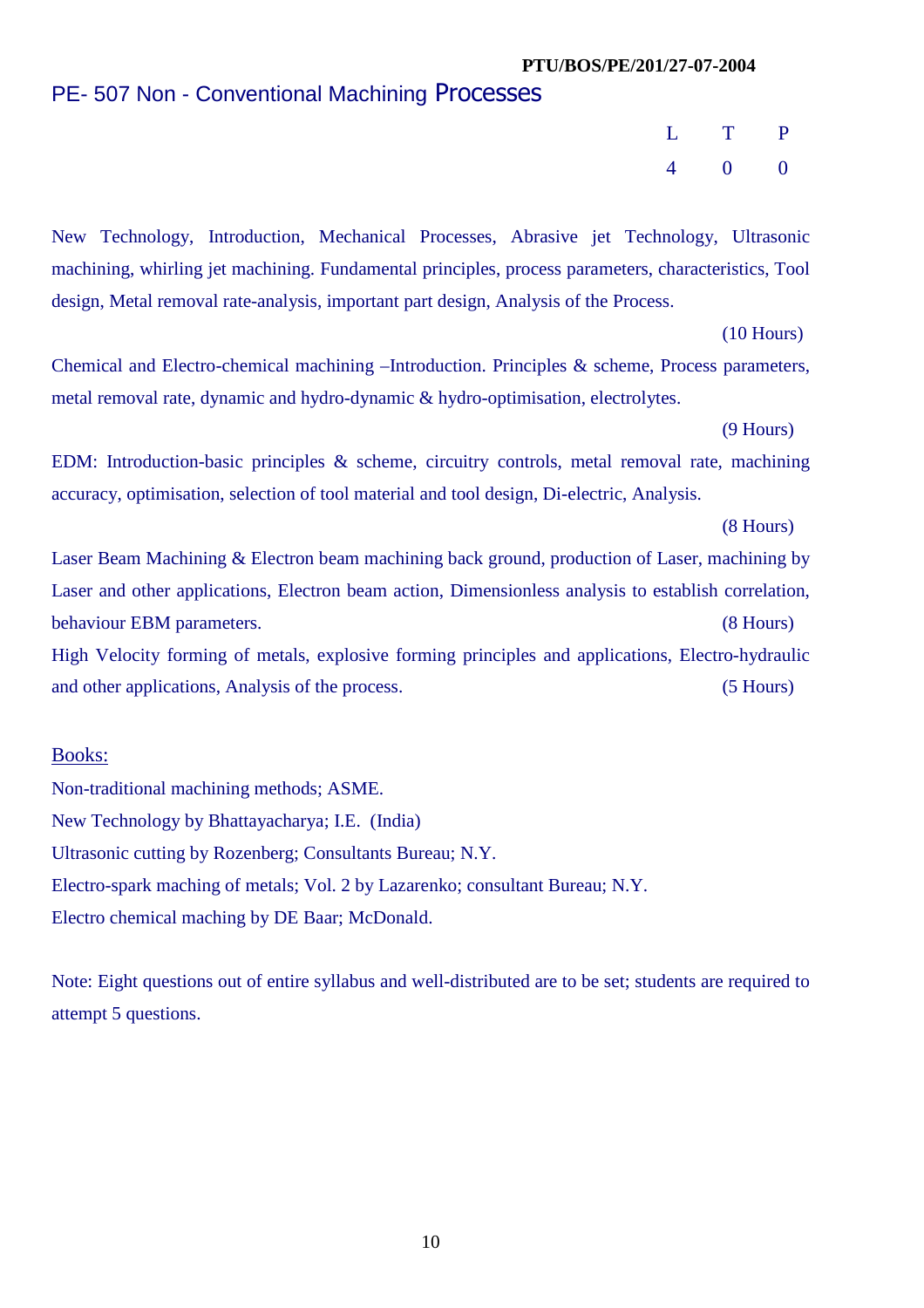PTU/BOS/PE/201/27-07-2004

# PE- 507 Non - Conventional Machining Processes

| L | T | P |
|---|---|---|
| 4 | 0 | 0 |

New Technology, Introduction, Mechanical Processes, Abrasive jet Technology, Ultrasonic machining, whirling jet machining. Fundamental principles, process parameters, characteristics, Tool design, Metal removal rate-analysis, important part design, Analysis of the Process.

(10 Hours)

Chemical and Electro-chemical machining –Introduction. Principles & scheme, Process parameters, metal removal rate, dynamic and hydro-dynamic & hydro-optimisation, electrolytes.

(9 Hours)

EDM: Introduction-basic principles & scheme, circuitry controls, metal removal rate, machining accuracy, optimisation, selection of tool material and tool design, Di-electric, Analysis.

(8 Hours)

Laser Beam Machining & Electron beam machining back ground, production of Laser, machining by Laser and other applications, Electron beam action, Dimensionless analysis to establish correlation, behaviour EBM parameters. (8 Hours)

High Velocity forming of metals, explosive forming principles and applications, Electro-hydraulic and other applications, Analysis of the process. (5 Hours)

## Books:

Non-traditional machining methods; ASME.

New Technology by Bhattayacharya; I.E. (India)

Ultrasonic cutting by Rozenberg; Consultants Bureau; N.Y.

Electro-spark maching of metals; Vol. 2 by Lazarenko; consultant Bureau; N.Y.

Electro chemical maching by DE Baar; McDonald.

Note: Eight questions out of entire syllabus and well-distributed are to be set; students are required to attempt 5 questions.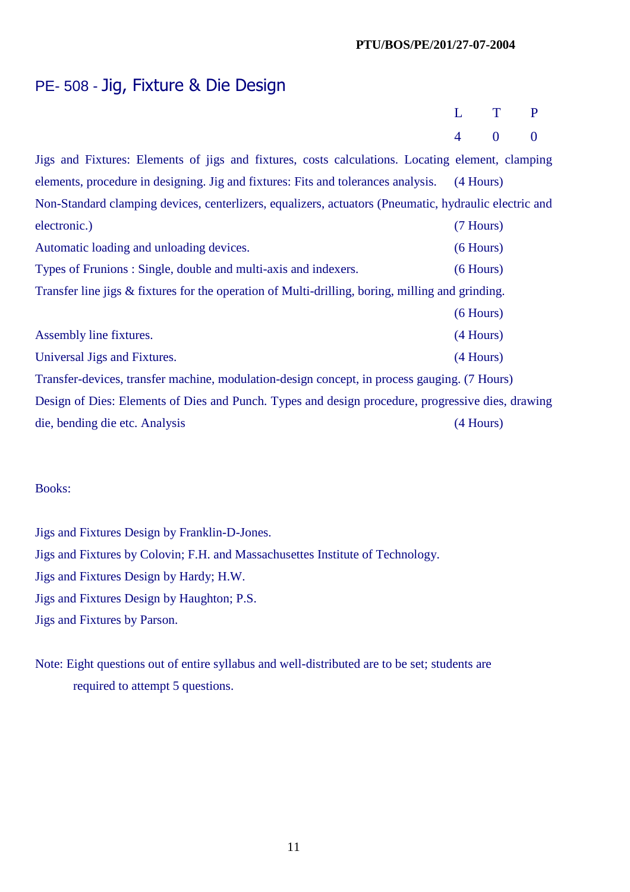PTU/BOS/PE/201/27-07-2004

# PE- 508 - Jig, Fixture & Die Design

| L | T | P |
|---|---|---|
| 4 | 0 | 0 |

Jigs and Fixtures: Elements of jigs and fixtures, costs calculations. Locating element, clamping elements, procedure in designing. Jig and fixtures: Fits and tolerances analysis. (4 Hours)

Non-Standard clamping devices, centerlizers, equalizers, actuators (Pneumatic, hydraulic electric and electronic.) (7 Hours)

Automatic loading and unloading devices. (6 Hours)

Types of Frunions : Single, double and multi-axis and indexers. (6 Hours)

Transfer line jigs & fixtures for the operation of Multi-drilling, boring, milling and grinding. (6 Hours)

Assembly line fixtures. (4 Hours)

Universal Jigs and Fixtures. (4 Hours)

Transfer-devices, transfer machine, modulation-design concept, in process gauging. (7 Hours)

Design of Dies: Elements of Dies and Punch. Types and design procedure, progressive dies, drawing die, bending die etc. Analysis (4 Hours)

Books:

Jigs and Fixtures Design by Franklin-D-Jones.
Jigs and Fixtures by Colovin; F.H. and Massachusettes Institute of Technology.
Jigs and Fixtures Design by Hardy; H.W.
Jigs and Fixtures Design by Haughton; P.S.
Jigs and Fixtures by Parson.

Note: Eight questions out of entire syllabus and well-distributed are to be set; students are required to attempt 5 questions.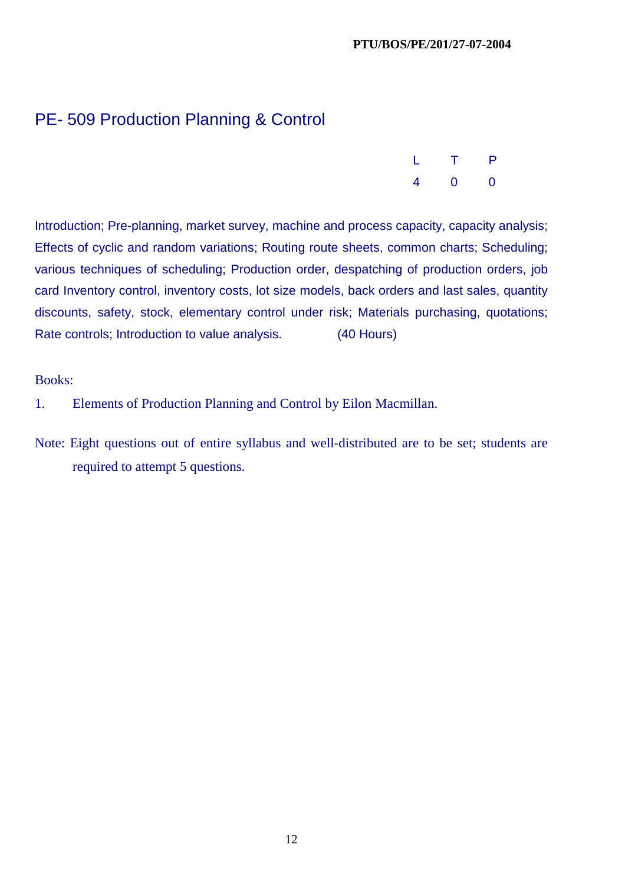PTU/BOS/PE/201/27-07-2004

## PE- 509 Production Planning & Control

| L | T | P |
|---|---|---|
| 4 | 0 | 0 |

Introduction; Pre-planning, market survey, machine and process capacity, capacity analysis; Effects of cyclic and random variations; Routing route sheets, common charts; Scheduling; various techniques of scheduling; Production order, despatching of production orders, job card Inventory control, inventory costs, lot size models, back orders and last sales, quantity discounts, safety, stock, elementary control under risk; Materials purchasing, quotations; Rate controls; Introduction to value analysis. (40 Hours)

Books:

1. Elements of Production Planning and Control by Eilon Macmillan.

Note: Eight questions out of entire syllabus and well-distributed are to be set; students are required to attempt 5 questions.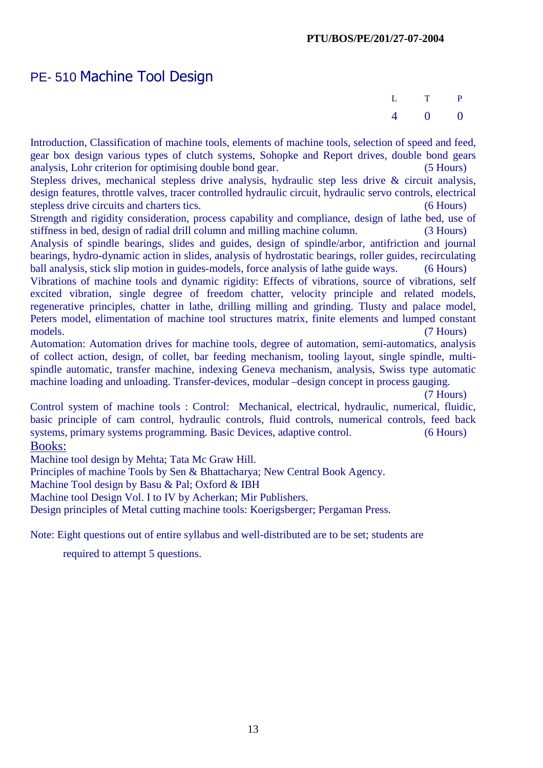PTU/BOS/PE/201/27-07-2004

# PE- 510 Machine Tool Design

| L | T | P |
|---|---|---|
| 4 | 0 | 0 |

Introduction, Classification of machine tools, elements of machine tools, selection of speed and feed, gear box design various types of clutch systems, Sohopke and Report drives, double bond gears analysis, Lohr criterion for optimising double bond gear. (5 Hours)

Stepless drives, mechanical stepless drive analysis, hydraulic step less drive & circuit analysis, design features, throttle valves, tracer controlled hydraulic circuit, hydraulic servo controls, electrical stepless drive circuits and charters tics. (6 Hours)

Strength and rigidity consideration, process capability and compliance, design of lathe bed, use of stiffness in bed, design of radial drill column and milling machine column. (3 Hours)

Analysis of spindle bearings, slides and guides, design of spindle/arbor, antifriction and journal bearings, hydro-dynamic action in slides, analysis of hydrostatic bearings, roller guides, recirculating ball analysis, stick slip motion in guides-models, force analysis of lathe guide ways. (6 Hours)

Vibrations of machine tools and dynamic rigidity: Effects of vibrations, source of vibrations, self excited vibration, single degree of freedom chatter, velocity principle and related models, regenerative principles, chatter in lathe, drilling milling and grinding. Tlusty and palace model, Peters model, elimentation of machine tool structures matrix, finite elements and lumped constant models. (7 Hours)

Automation: Automation drives for machine tools, degree of automation, semi-automatics, analysis of collect action, design, of collet, bar feeding mechanism, tooling layout, single spindle, multi-spindle automatic, transfer machine, indexing Geneva mechanism, analysis, Swiss type automatic machine loading and unloading. Transfer-devices, modular –design concept in process gauging. (7 Hours)

Control system of machine tools : Control: Mechanical, electrical, hydraulic, numerical, fluidic, basic principle of cam control, hydraulic controls, fluid controls, numerical controls, feed back systems, primary systems programming. Basic Devices, adaptive control. (6 Hours)

## Books:

Machine tool design by Mehta; Tata Mc Graw Hill.
Principles of machine Tools by Sen & Bhattacharya; New Central Book Agency.
Machine Tool design by Basu & Pal; Oxford & IBH
Machine tool Design Vol. I to IV by Acherkan; Mir Publishers.
Design principles of Metal cutting machine tools: Koerigsberger; Pergaman Press.

Note: Eight questions out of entire syllabus and well-distributed are to be set; students are required to attempt 5 questions.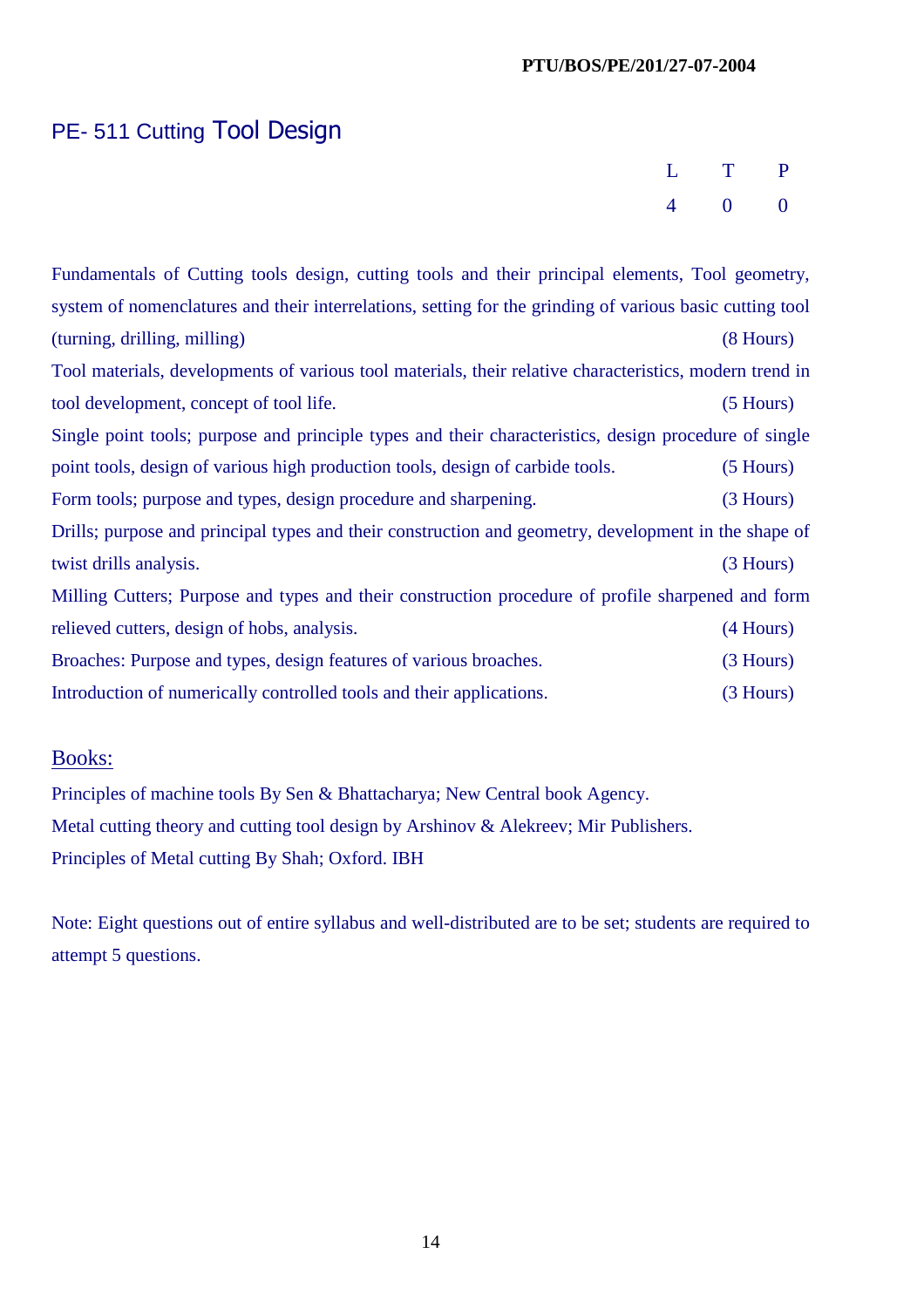PTU/BOS/PE/201/27-07-2004

## PE- 511 Cutting Tool Design

| L | T | P |
|---|---|---|
| 4 | 0 | 0 |

Fundamentals of Cutting tools design, cutting tools and their principal elements, Tool geometry, system of nomenclatures and their interrelations, setting for the grinding of various basic cutting tool (turning, drilling, milling) (8 Hours)

Tool materials, developments of various tool materials, their relative characteristics, modern trend in tool development, concept of tool life. (5 Hours)

Single point tools; purpose and principle types and their characteristics, design procedure of single point tools, design of various high production tools, design of carbide tools. (5 Hours)

Form tools; purpose and types, design procedure and sharpening. (3 Hours)

Drills; purpose and principal types and their construction and geometry, development in the shape of twist drills analysis. (3 Hours)

Milling Cutters; Purpose and types and their construction procedure of profile sharpened and form relieved cutters, design of hobs, analysis. (4 Hours)

Broaches: Purpose and types, design features of various broaches. (3 Hours)

Introduction of numerically controlled tools and their applications. (3 Hours)

### Books:

Principles of machine tools By Sen & Bhattacharya; New Central book Agency.

Metal cutting theory and cutting tool design by Arshinov & Alekreev; Mir Publishers.

Principles of Metal cutting By Shah; Oxford. IBH

Note: Eight questions out of entire syllabus and well-distributed are to be set; students are required to attempt 5 questions.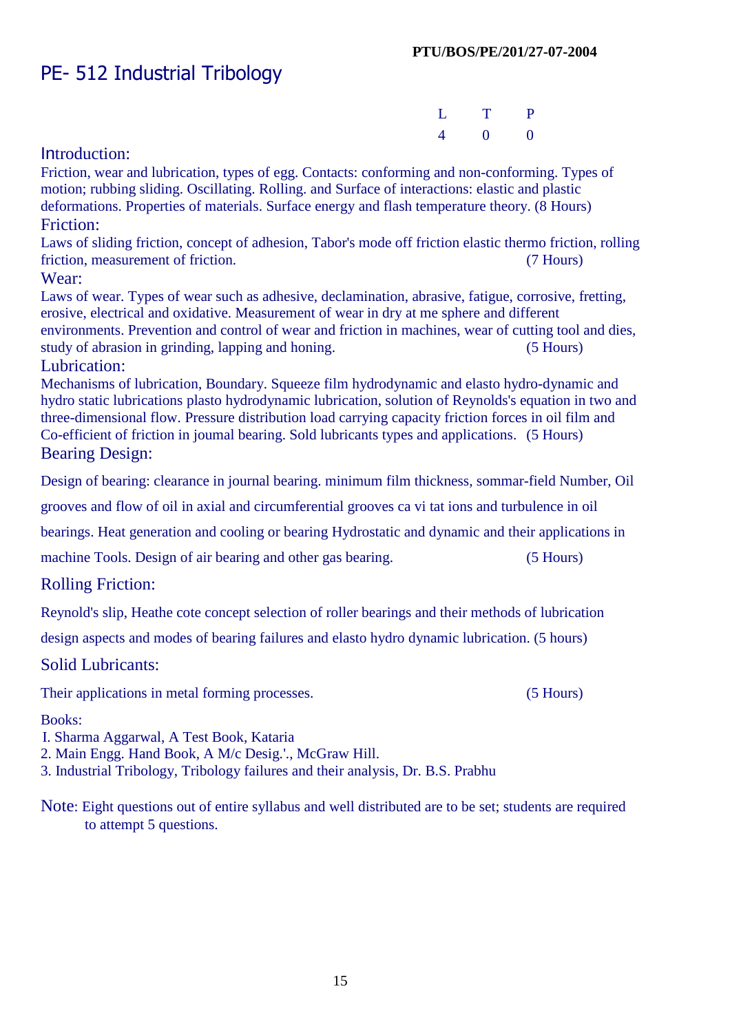PTU/BOS/PE/201/27-07-2004

# PE- 512 Industrial Tribology

| L | T | P |
|---|---|---|
| 4 | 0 | 0 |

## Introduction:

Friction, wear and lubrication, types of egg. Contacts: conforming and non-conforming. Types of motion; rubbing sliding. Oscillating. Rolling. and Surface of interactions: elastic and plastic deformations. Properties of materials. Surface energy and flash temperature theory. (8 Hours)

## Friction:

Laws of sliding friction, concept of adhesion, Tabor's mode off friction elastic thermo friction, rolling friction, measurement of friction. (7 Hours)

## Wear:

Laws of wear. Types of wear such as adhesive, declamination, abrasive, fatigue, corrosive, fretting, erosive, electrical and oxidative. Measurement of wear in dry at me sphere and different environments. Prevention and control of wear and friction in machines, wear of cutting tool and dies, study of abrasion in grinding, lapping and honing. (5 Hours)

## Lubrication:

Mechanisms of lubrication, Boundary. Squeeze film hydrodynamic and elasto hydro-dynamic and hydro static lubrications plasto hydrodynamic lubrication, solution of Reynolds's equation in two and three-dimensional flow. Pressure distribution load carrying capacity friction forces in oil film and Co-efficient of friction in joumal bearing. Sold lubricants types and applications. (5 Hours)

## Bearing Design:

Design of bearing: clearance in journal bearing. minimum film thickness, sommar-field Number, Oil grooves and flow of oil in axial and circumferential grooves ca vi tat ions and turbulence in oil bearings. Heat generation and cooling or bearing Hydrostatic and dynamic and their applications in machine Tools. Design of air bearing and other gas bearing. (5 Hours)

## Rolling Friction:

Reynold's slip, Heathe cote concept selection of roller bearings and their methods of lubrication design aspects and modes of bearing failures and elasto hydro dynamic lubrication. (5 hours)

## Solid Lubricants:

Their applications in metal forming processes. (5 Hours)

Books:

I. Sharma Aggarwal, A Test Book, Kataria
2. Main Engg. Hand Book, A M/c Desig.'., McGraw Hill.
3. Industrial Tribology, Tribology failures and their analysis, Dr. B.S. Prabhu

Note: Eight questions out of entire syllabus and well distributed are to be set; students are required to attempt 5 questions.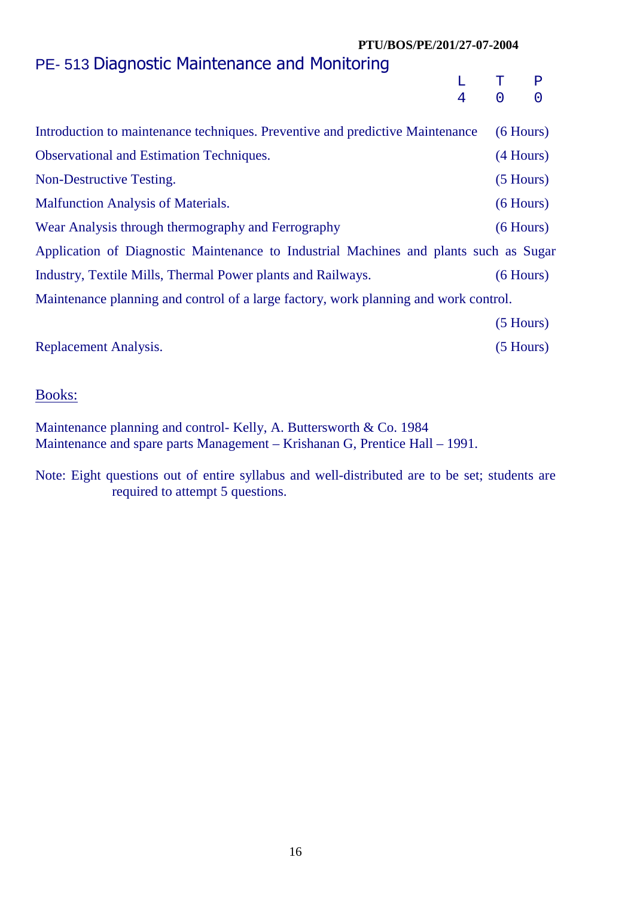PTU/BOS/PE/201/27-07-2004

# PE- 513 Diagnostic Maintenance and Monitoring

| L | T | P |
|---|---|---|
| 4 | 0 | 0 |

Introduction to maintenance techniques. Preventive and predictive Maintenance (6 Hours)

Observational and Estimation Techniques. (4 Hours)

Non-Destructive Testing. (5 Hours)

Malfunction Analysis of Materials. (6 Hours)

Wear Analysis through thermography and Ferrography (6 Hours)

Application of Diagnostic Maintenance to Industrial Machines and plants such as Sugar Industry, Textile Mills, Thermal Power plants and Railways. (6 Hours)

Maintenance planning and control of a large factory, work planning and work control. (5 Hours)

Replacement Analysis. (5 Hours)

## Books:

Maintenance planning and control- Kelly, A. Buttersworth & Co. 1984
Maintenance and spare parts Management – Krishanan G, Prentice Hall – 1991.

Note: Eight questions out of entire syllabus and well-distributed are to be set; students are required to attempt 5 questions.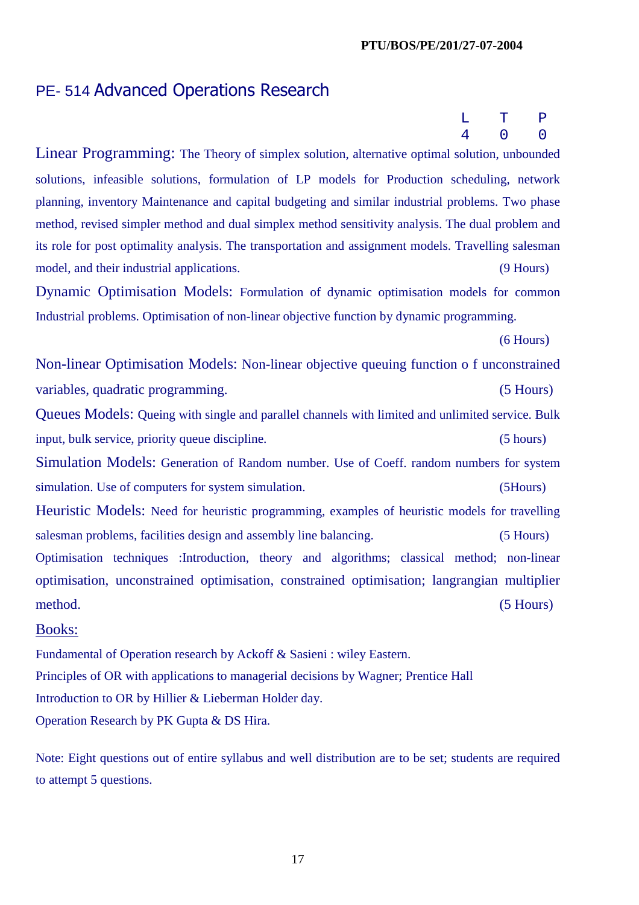PTU/BOS/PE/201/27-07-2004

# PE- 514 Advanced Operations Research

| L | T | P |
|---|---|---|
| 4 | 0 | 0 |

**Linear Programming:** The Theory of simplex solution, alternative optimal solution, unbounded solutions, infeasible solutions, formulation of LP models for Production scheduling, network planning, inventory Maintenance and capital budgeting and similar industrial problems. Two phase method, revised simpler method and dual simplex method sensitivity analysis. The dual problem and its role for post optimality analysis. The transportation and assignment models. Travelling salesman model, and their industrial applications. (9 Hours)

**Dynamic Optimisation Models:** Formulation of dynamic optimisation models for common Industrial problems. Optimisation of non-linear objective function by dynamic programming. (6 Hours)

**Non-linear Optimisation Models:** Non-linear objective queuing function o f unconstrained variables, quadratic programming. (5 Hours)

**Queues Models:** Queing with single and parallel channels with limited and unlimited service. Bulk input, bulk service, priority queue discipline. (5 hours)

**Simulation Models:** Generation of Random number. Use of Coeff. random numbers for system simulation. Use of computers for system simulation. (5Hours)

**Heuristic Models:** Need for heuristic programming, examples of heuristic models for travelling salesman problems, facilities design and assembly line balancing. (5 Hours)

Optimisation techniques :Introduction, theory and algorithms; classical method; non-linear optimisation, unconstrained optimisation, constrained optimisation; langrangian multiplier method. (5 Hours)

<u>Books:</u>

Fundamental of Operation research by Ackoff & Sasieni : wiley Eastern.

Principles of OR with applications to managerial decisions by Wagner; Prentice Hall

Introduction to OR by Hillier & Lieberman Holder day.

Operation Research by PK Gupta & DS Hira.

Note: Eight questions out of entire syllabus and well distribution are to be set; students are required to attempt 5 questions.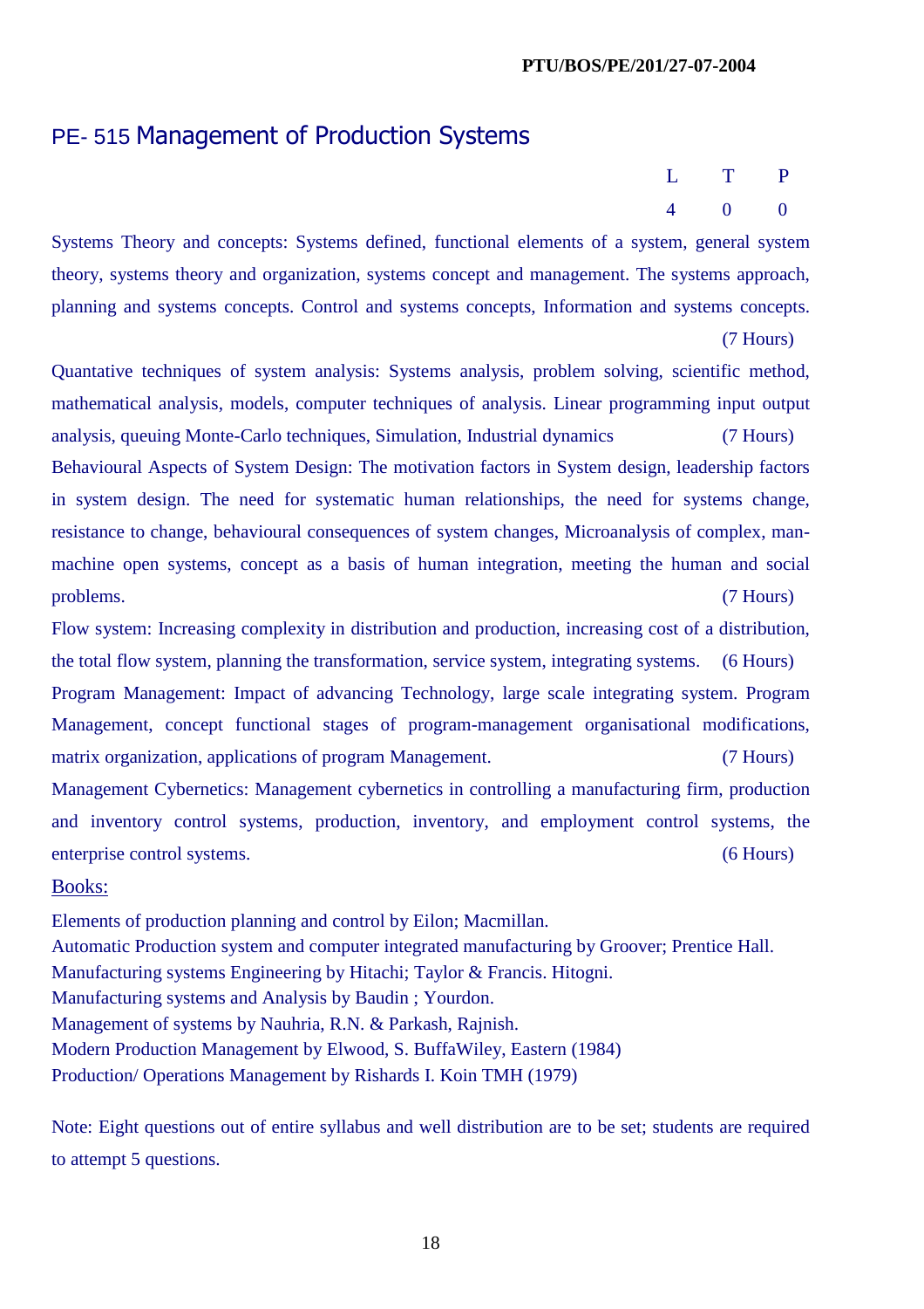# PE- 515 Management of Production Systems

| L | T | P |
|---|---|---|
| 4 | 0 | 0 |

Systems Theory and concepts: Systems defined, functional elements of a system, general system theory, systems theory and organization, systems concept and management. The systems approach, planning and systems concepts. Control and systems concepts, Information and systems concepts. (7 Hours)

Quantative techniques of system analysis: Systems analysis, problem solving, scientific method, mathematical analysis, models, computer techniques of analysis. Linear programming input output analysis, queuing Monte-Carlo techniques, Simulation, Industrial dynamics (7 Hours)

Behavioural Aspects of System Design: The motivation factors in System design, leadership factors in system design. The need for systematic human relationships, the need for systems change, resistance to change, behavioural consequences of system changes, Microanalysis of complex, man-machine open systems, concept as a basis of human integration, meeting the human and social problems. (7 Hours)

Flow system: Increasing complexity in distribution and production, increasing cost of a distribution, the total flow system, planning the transformation, service system, integrating systems. (6 Hours)

Program Management: Impact of advancing Technology, large scale integrating system. Program Management, concept functional stages of program-management organisational modifications, matrix organization, applications of program Management. (7 Hours)

Management Cybernetics: Management cybernetics in controlling a manufacturing firm, production and inventory control systems, production, inventory, and employment control systems, the enterprise control systems. (6 Hours)

## Books:

Elements of production planning and control by Eilon; Macmillan.
Automatic Production system and computer integrated manufacturing by Groover; Prentice Hall.
Manufacturing systems Engineering by Hitachi; Taylor & Francis. Hitogni.
Manufacturing systems and Analysis by Baudin ; Yourdon.
Management of systems by Nauhria, R.N. & Parkash, Rajnish.
Modern Production Management by Elwood, S. BuffaWiley, Eastern (1984)
Production/ Operations Management by Rishards I. Koin TMH (1979)

Note: Eight questions out of entire syllabus and well distribution are to be set; students are required to attempt 5 questions.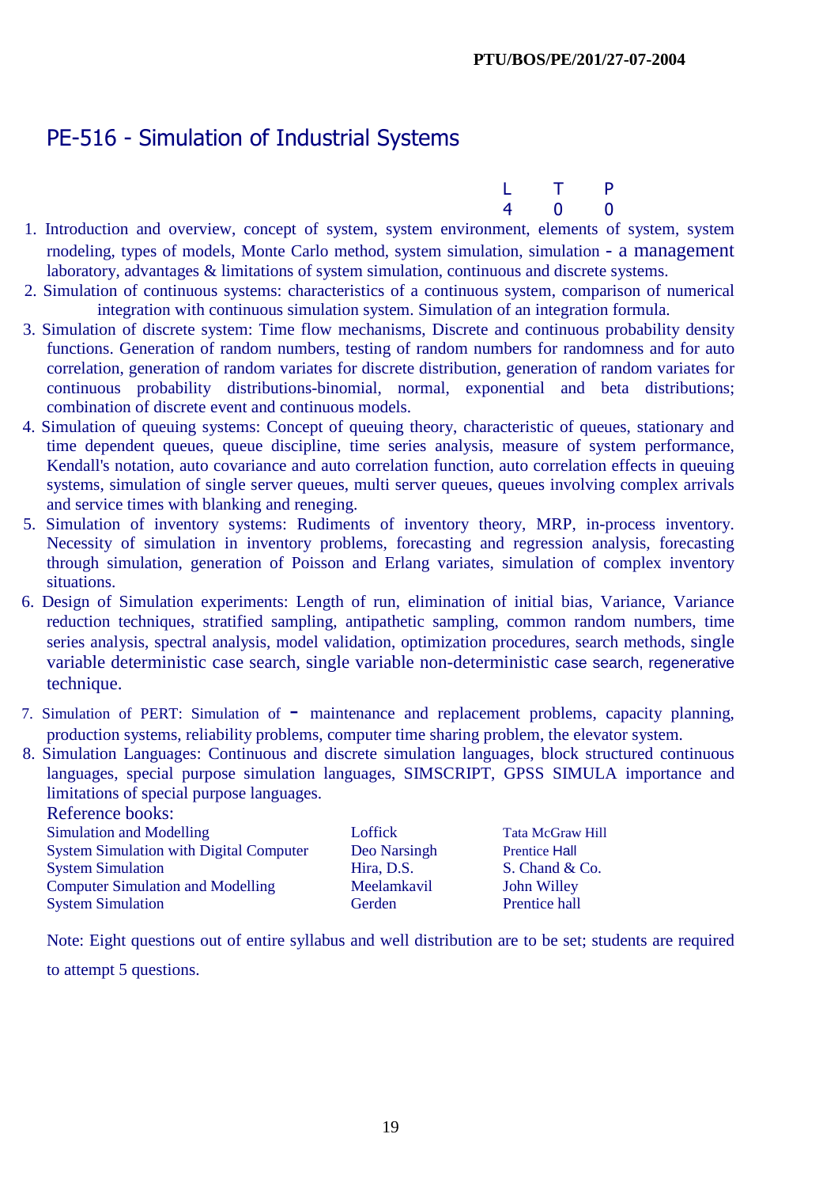PTU/BOS/PE/201/27-07-2004

# PE-516 - Simulation of Industrial Systems

| L | T | P |
|---|---|---|
| 4 | 0 | 0 |

1. Introduction and overview, concept of system, system environment, elements of system, system rnodeling, types of models, Monte Carlo method, system simulation, simulation - a management laboratory, advantages & limitations of system simulation, continuous and discrete systems.
2. Simulation of continuous systems: characteristics of a continuous system, comparison of numerical integration with continuous simulation system. Simulation of an integration formula.
3. Simulation of discrete system: Time flow mechanisms, Discrete and continuous probability density functions. Generation of random numbers, testing of random numbers for randomness and for auto correlation, generation of random variates for discrete distribution, generation of random variates for continuous probability distributions-binomial, normal, exponential and beta distributions; combination of discrete event and continuous models.
4. Simulation of queuing systems: Concept of queuing theory, characteristic of queues, stationary and time dependent queues, queue discipline, time series analysis, measure of system performance, Kendall's notation, auto covariance and auto correlation function, auto correlation effects in queuing systems, simulation of single server queues, multi server queues, queues involving complex arrivals and service times with blanking and reneging.
5. Simulation of inventory systems: Rudiments of inventory theory, MRP, in-process inventory. Necessity of simulation in inventory problems, forecasting and regression analysis, forecasting through simulation, generation of Poisson and Erlang variates, simulation of complex inventory situations.
6. Design of Simulation experiments: Length of run, elimination of initial bias, Variance, Variance reduction techniques, stratified sampling, antipathetic sampling, common random numbers, time series analysis, spectral analysis, model validation, optimization procedures, search methods, single variable deterministic case search, single variable non-deterministic case search, regenerative technique.
7. Simulation of PERT: Simulation of - maintenance and replacement problems, capacity planning, production systems, reliability problems, computer time sharing problem, the elevator system.
8. Simulation Languages: Continuous and discrete simulation languages, block structured continuous languages, special purpose simulation languages, SIMSCRIPT, GPSS SIMULA importance and limitations of special purpose languages.

Reference books:

| | | |
|---|---|---|
| Simulation and Modelling | Loffick | Tata McGraw Hill |
| System Simulation with Digital Computer | Deo Narsingh | Prentice Hall |
| System Simulation | Hira, D.S. | S. Chand & Co. |
| Computer Simulation and Modelling | Meelamkavil | John Willey |
| System Simulation | Gerden | Prentice hall |

Note: Eight questions out of entire syllabus and well distribution are to be set; students are required to attempt 5 questions.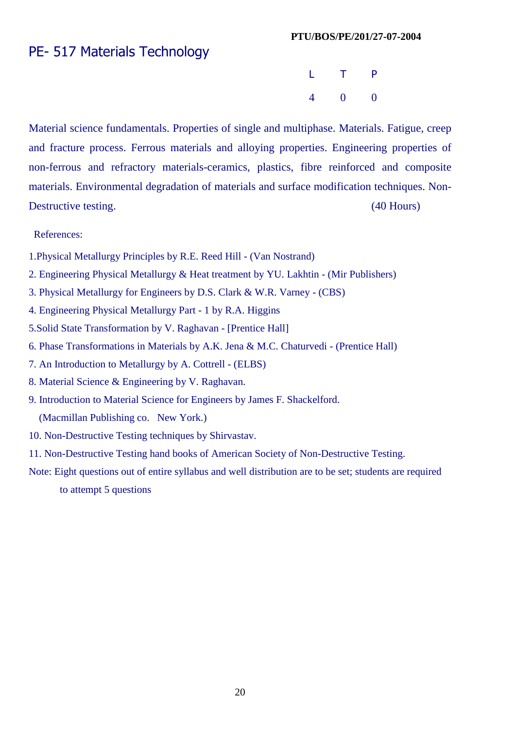**PTU/BOS/PE/201/27-07-2004**

# PE- 517 Materials Technology

| L | T | P |
|---|---|---|
| 4 | 0 | 0 |

Material science fundamentals. Properties of single and multiphase. Materials. Fatigue, creep and fracture process. Ferrous materials and alloying properties. Engineering properties of non-ferrous and refractory materials-ceramics, plastics, fibre reinforced and composite materials. Environmental degradation of materials and surface modification techniques. Non-Destructive testing. (40 Hours)

References:

1. Physical Metallurgy Principles by R.E. Reed Hill - (Van Nostrand)
2. Engineering Physical Metallurgy & Heat treatment by YU. Lakhtin - (Mir Publishers)
3. Physical Metallurgy for Engineers by D.S. Clark & W.R. Varney - (CBS)
4. Engineering Physical Metallurgy Part - 1 by R.A. Higgins
5. Solid State Transformation by V. Raghavan - [Prentice Hall]
6. Phase Transformations in Materials by A.K. Jena & M.C. Chaturvedi - (Prentice Hall)
7. An Introduction to Metallurgy by A. Cottrell - (ELBS)
8. Material Science & Engineering by V. Raghavan.
9. Introduction to Material Science for Engineers by James F. Shackelford. (Macmillan Publishing co. New York.)
10. Non-Destructive Testing techniques by Shirvastav.
11. Non-Destructive Testing hand books of American Society of Non-Destructive Testing.

Note: Eight questions out of entire syllabus and well distribution are to be set; students are required to attempt 5 questions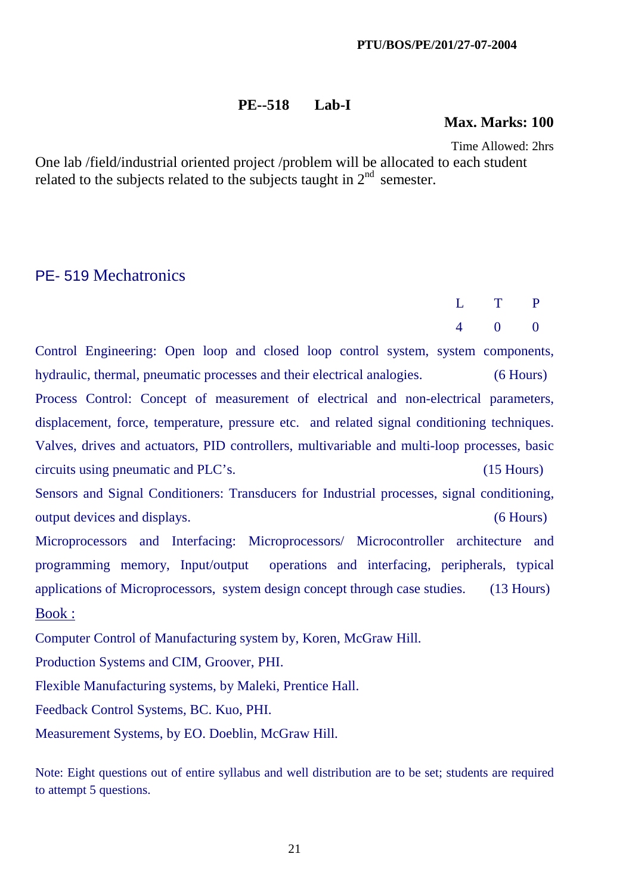## PE--518 Lab-I

**Max. Marks: 100**

Time Allowed: 2hrs

One lab /field/industrial oriented project /problem will be allocated to each student related to the subjects related to the subjects taught in 2nd semester.

## PE- 519 Mechatronics

| L | T | P |
|---|---|---|
| 4 | 0 | 0 |

Control Engineering: Open loop and closed loop control system, system components, hydraulic, thermal, pneumatic processes and their electrical analogies. (6 Hours)

Process Control: Concept of measurement of electrical and non-electrical parameters, displacement, force, temperature, pressure etc. and related signal conditioning techniques. Valves, drives and actuators, PID controllers, multivariable and multi-loop processes, basic circuits using pneumatic and PLC's. (15 Hours)

Sensors and Signal Conditioners: Transducers for Industrial processes, signal conditioning, output devices and displays. (6 Hours)

Microprocessors and Interfacing: Microprocessors/ Microcontroller architecture and programming memory, Input/output operations and interfacing, peripherals, typical applications of Microprocessors, system design concept through case studies. (13 Hours)

Book :

Computer Control of Manufacturing system by, Koren, McGraw Hill.

Production Systems and CIM, Groover, PHI.

Flexible Manufacturing systems, by Maleki, Prentice Hall.

Feedback Control Systems, BC. Kuo, PHI.

Measurement Systems, by EO. Doeblin, McGraw Hill.

Note: Eight questions out of entire syllabus and well distribution are to be set; students are required to attempt 5 questions.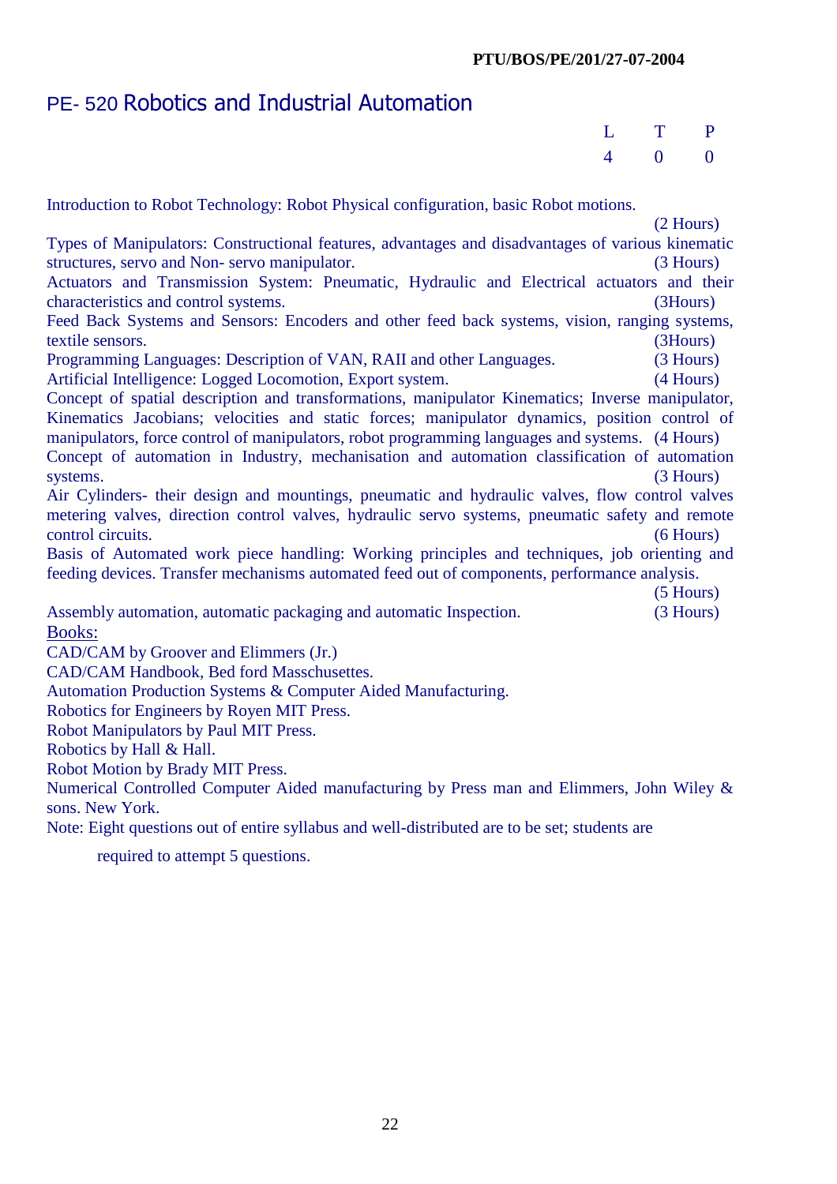**PTU/BOS/PE/201/27-07-2004**

# PE- 520 Robotics and Industrial Automation

| L | T | P |
|---|---|---|
| 4 | 0 | 0 |

Introduction to Robot Technology: Robot Physical configuration, basic Robot motions. (2 Hours)

Types of Manipulators: Constructional features, advantages and disadvantages of various kinematic structures, servo and Non- servo manipulator. (3 Hours)

Actuators and Transmission System: Pneumatic, Hydraulic and Electrical actuators and their characteristics and control systems. (3Hours)

Feed Back Systems and Sensors: Encoders and other feed back systems, vision, ranging systems, textile sensors. (3Hours)

Programming Languages: Description of VAN, RAII and other Languages. (3 Hours)

Artificial Intelligence: Logged Locomotion, Export system. (4 Hours)

Concept of spatial description and transformations, manipulator Kinematics; Inverse manipulator, Kinematics Jacobians; velocities and static forces; manipulator dynamics, position control of manipulators, force control of manipulators, robot programming languages and systems. (4 Hours)

Concept of automation in Industry, mechanisation and automation classification of automation systems. (3 Hours)

Air Cylinders- their design and mountings, pneumatic and hydraulic valves, flow control valves metering valves, direction control valves, hydraulic servo systems, pneumatic safety and remote control circuits. (6 Hours)

Basis of Automated work piece handling: Working principles and techniques, job orienting and feeding devices. Transfer mechanisms automated feed out of components, performance analysis. (5 Hours)

Assembly automation, automatic packaging and automatic Inspection. (3 Hours)

Books:

CAD/CAM by Groover and Elimmers (Jr.)

CAD/CAM Handbook, Bed ford Masschusettes.

Automation Production Systems & Computer Aided Manufacturing.

Robotics for Engineers by Royen MIT Press.

Robot Manipulators by Paul MIT Press.

Robotics by Hall & Hall.

Robot Motion by Brady MIT Press.

Numerical Controlled Computer Aided manufacturing by Press man and Elimmers, John Wiley & sons. New York.

Note: Eight questions out of entire syllabus and well-distributed are to be set; students are required to attempt 5 questions.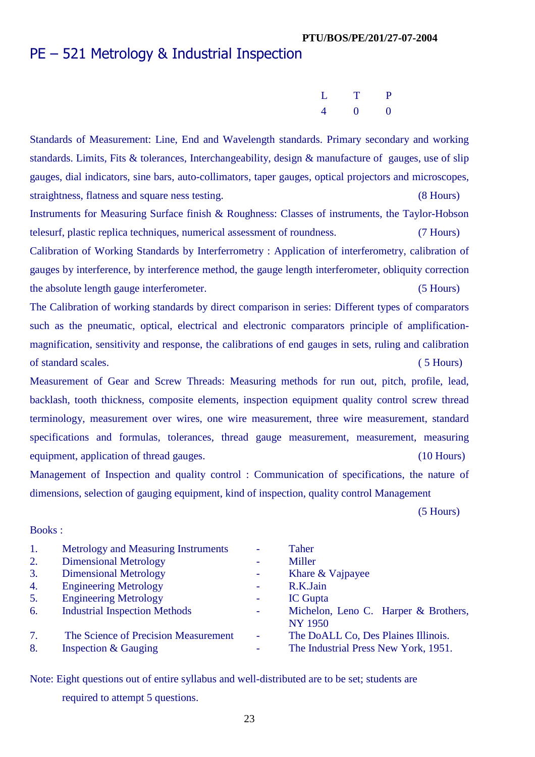PTU/BOS/PE/201/27-07-2004

# PE – 521 Metrology & Industrial Inspection

| L | T | P |
|---|---|---|
| 4 | 0 | 0 |

Standards of Measurement: Line, End and Wavelength standards. Primary secondary and working standards. Limits, Fits & tolerances, Interchangeability, design & manufacture of gauges, use of slip gauges, dial indicators, sine bars, auto-collimators, taper gauges, optical projectors and microscopes, straightness, flatness and square ness testing. (8 Hours)

Instruments for Measuring Surface finish & Roughness: Classes of instruments, the Taylor-Hobson telesurf, plastic replica techniques, numerical assessment of roundness. (7 Hours)

Calibration of Working Standards by Interferrometry : Application of interferometry, calibration of gauges by interference, by interference method, the gauge length interferometer, obliquity correction the absolute length gauge interferometer. (5 Hours)

The Calibration of working standards by direct comparison in series: Different types of comparators such as the pneumatic, optical, electrical and electronic comparators principle of amplification-magnification, sensitivity and response, the calibrations of end gauges in sets, ruling and calibration of standard scales. ( 5 Hours)

Measurement of Gear and Screw Threads: Measuring methods for run out, pitch, profile, lead, backlash, tooth thickness, composite elements, inspection equipment quality control screw thread terminology, measurement over wires, one wire measurement, three wire measurement, standard specifications and formulas, tolerances, thread gauge measurement, measurement, measuring equipment, application of thread gauges. (10 Hours)

Management of Inspection and quality control : Communication of specifications, the nature of dimensions, selection of gauging equipment, kind of inspection, quality control Management

(5 Hours)

Books :

| | | | |
|---|---|---|---|
| 1. | Metrology and Measuring Instruments | - | Taher |
| 2. | Dimensional Metrology | - | Miller |
| 3. | Dimensional Metrology | - | Khare & Vajpayee |
| 4. | Engineering Metrology | - | R.K.Jain |
| 5. | Engineering Metrology | - | IC Gupta |
| 6. | Industrial Inspection Methods | - | Michelon, Leno C. Harper & Brothers, NY 1950 |
| 7. | The Science of Precision Measurement | - | The DoALL Co, Des Plaines Illinois. |
| 8. | Inspection & Gauging | - | The Industrial Press New York, 1951. |

Note: Eight questions out of entire syllabus and well-distributed are to be set; students are required to attempt 5 questions.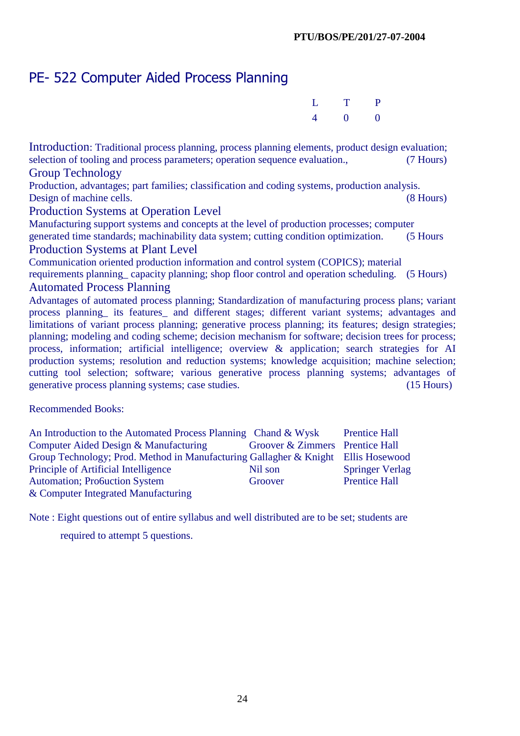PTU/BOS/PE/201/27-07-2004

# PE- 522 Computer Aided Process Planning

| L | T | P |
|---|---|---|
| 4 | 0 | 0 |

**Introduction:** Traditional process planning, process planning elements, product design evaluation; selection of tooling and process parameters; operation sequence evaluation., (7 Hours)

**Group Technology**

Production, advantages; part families; classification and coding systems, production analysis. Design of machine cells. (8 Hours)

**Production Systems at Operation Level**

Manufacturing support systems and concepts at the level of production processes; computer generated time standards; machinability data system; cutting condition optimization. (5 Hours

**Production Systems at Plant Level**

Communication oriented production information and control system (COPICS); material requirements planning_ capacity planning; shop floor control and operation scheduling. (5 Hours)

**Automated Process Planning**

Advantages of automated process planning; Standardization of manufacturing process plans; variant process planning_ its features_ and different stages; different variant systems; advantages and limitations of variant process planning; generative process planning; its features; design strategies; planning; modeling and coding scheme; decision mechanism for software; decision trees for process; process, information; artificial intelligence; overview & application; search strategies for AI production systems; resolution and reduction systems; knowledge acquisition; machine selection; cutting tool selection; software; various generative process planning systems; advantages of generative process planning systems; case studies. (15 Hours)

Recommended Books:

| | | |
|---|---|---|
| An Introduction to the Automated Process Planning | Chand & Wysk | Prentice Hall |
| Computer Aided Design & Manufacturing | Groover & Zimmers | Prentice Hall |
| Group Technology; Prod. Method in Manufacturing | Gallagher & Knight | Ellis Hosewood |
| Principle of Artificial Intelligence | Nil son | Springer Verlag |
| Automation; Pro6uction System & Computer Integrated Manufacturing | Groover | Prentice Hall |

Note : Eight questions out of entire syllabus and well distributed are to be set; students are required to attempt 5 questions.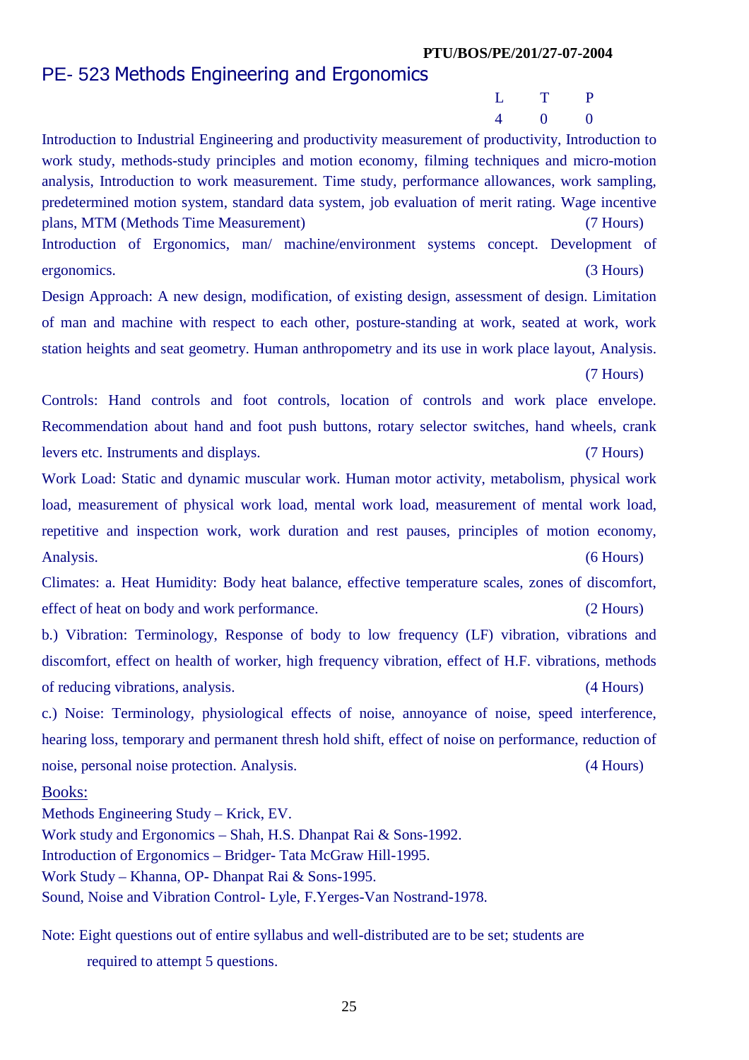PTU/BOS/PE/201/27-07-2004

## PE- 523 Methods Engineering and Ergonomics

| L | T | P |
|---|---|---|
| 4 | 0 | 0 |

Introduction to Industrial Engineering and productivity measurement of productivity, Introduction to work study, methods-study principles and motion economy, filming techniques and micro-motion analysis, Introduction to work measurement. Time study, performance allowances, work sampling, predetermined motion system, standard data system, job evaluation of merit rating. Wage incentive plans, MTM (Methods Time Measurement) (7 Hours)

Introduction of Ergonomics, man/ machine/environment systems concept. Development of ergonomics. (3 Hours)

Design Approach: A new design, modification, of existing design, assessment of design. Limitation of man and machine with respect to each other, posture-standing at work, seated at work, work station heights and seat geometry. Human anthropometry and its use in work place layout, Analysis. (7 Hours)

Controls: Hand controls and foot controls, location of controls and work place envelope. Recommendation about hand and foot push buttons, rotary selector switches, hand wheels, crank levers etc. Instruments and displays. (7 Hours)

Work Load: Static and dynamic muscular work. Human motor activity, metabolism, physical work load, measurement of physical work load, mental work load, measurement of mental work load, repetitive and inspection work, work duration and rest pauses, principles of motion economy, Analysis. (6 Hours)

Climates: a. Heat Humidity: Body heat balance, effective temperature scales, zones of discomfort, effect of heat on body and work performance. (2 Hours)

b.) Vibration: Terminology, Response of body to low frequency (LF) vibration, vibrations and discomfort, effect on health of worker, high frequency vibration, effect of H.F. vibrations, methods of reducing vibrations, analysis. (4 Hours)

c.) Noise: Terminology, physiological effects of noise, annoyance of noise, speed interference, hearing loss, temporary and permanent thresh hold shift, effect of noise on performance, reduction of noise, personal noise protection. Analysis. (4 Hours)

**Books:**

Methods Engineering Study – Krick, EV.
Work study and Ergonomics – Shah, H.S. Dhanpat Rai & Sons-1992.
Introduction of Ergonomics – Bridger- Tata McGraw Hill-1995.
Work Study – Khanna, OP- Dhanpat Rai & Sons-1995.
Sound, Noise and Vibration Control- Lyle, F.Yerges-Van Nostrand-1978.

Note: Eight questions out of entire syllabus and well-distributed are to be set; students are required to attempt 5 questions.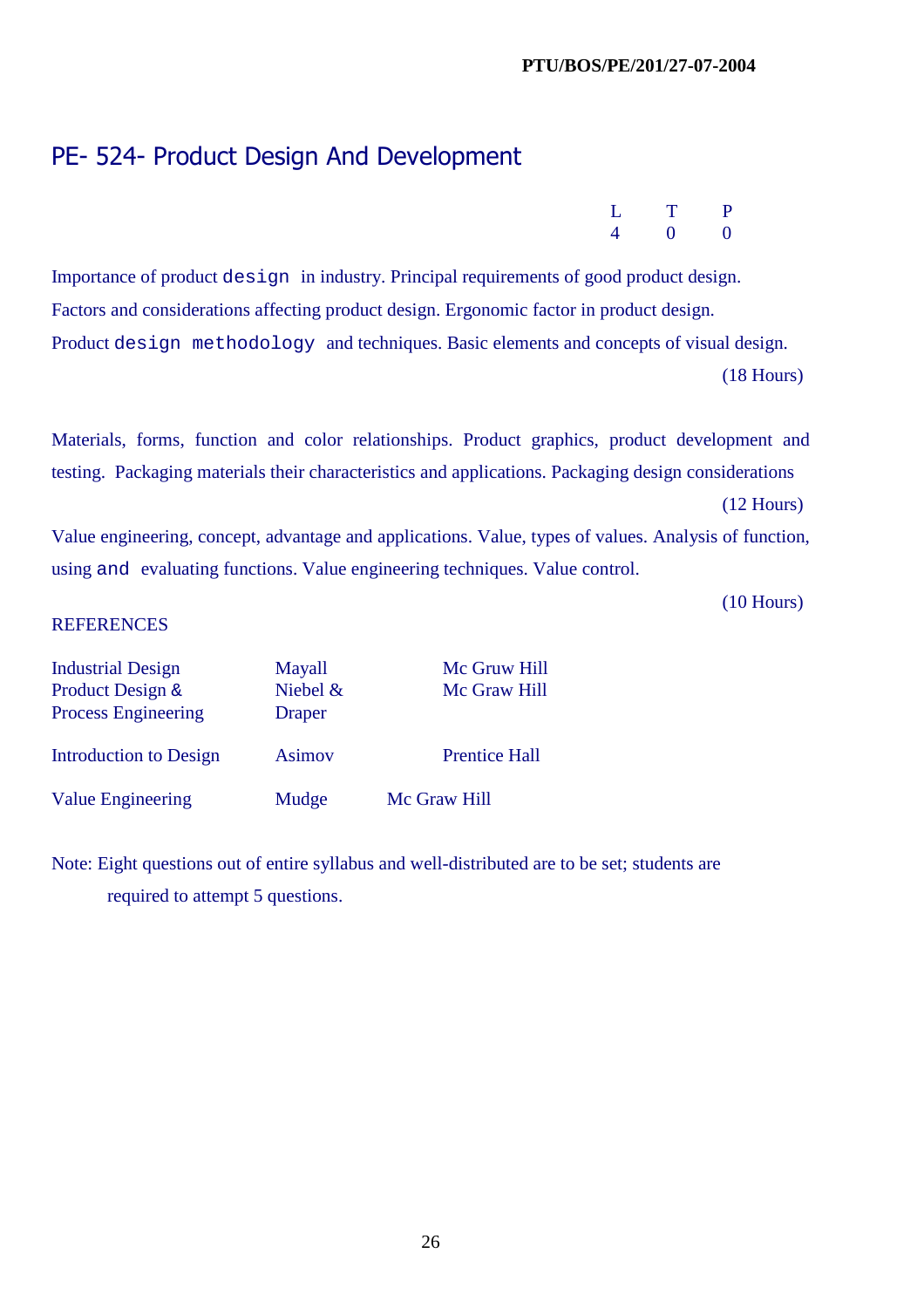# PE- 524- Product Design And Development

| L | T | P |
|---|---|---|
| 4 | 0 | 0 |

Importance of product design in industry. Principal requirements of good product design. Factors and considerations affecting product design. Ergonomic factor in product design. Product design methodology and techniques. Basic elements and concepts of visual design.

(18 Hours)

Materials, forms, function and color relationships. Product graphics, product development and testing. Packaging materials their characteristics and applications. Packaging design considerations

(12 Hours)

Value engineering, concept, advantage and applications. Value, types of values. Analysis of function, using and evaluating functions. Value engineering techniques. Value control.

(10 Hours)

REFERENCES

| | | |
|---|---|---|
| Industrial Design | Mayall | Mc Gruw Hill |
| Product Design & Process Engineering | Niebel & Draper | Mc Graw Hill |
| Introduction to Design | Asimov | Prentice Hall |
| Value Engineering | Mudge | Mc Graw Hill |

Note: Eight questions out of entire syllabus and well-distributed are to be set; students are required to attempt 5 questions.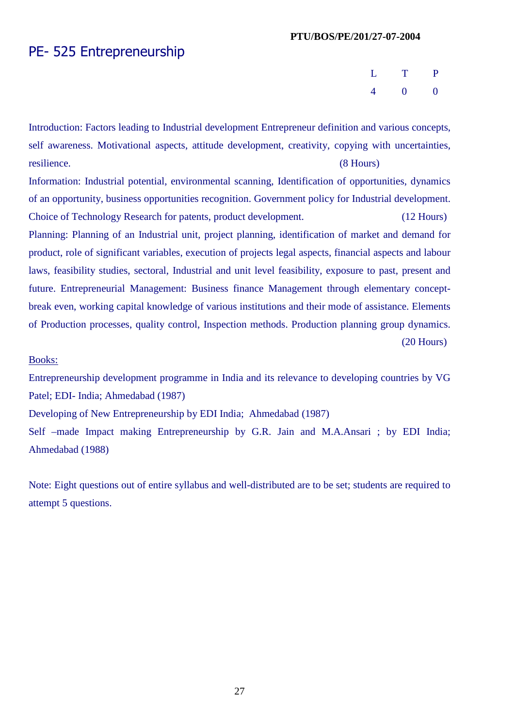**PTU/BOS/PE/201/27-07-2004**

# PE- 525 Entrepreneurship

| L | T | P |
|---|---|---|
| 4 | 0 | 0 |

Introduction: Factors leading to Industrial development Entrepreneur definition and various concepts, self awareness. Motivational aspects, attitude development, creativity, copying with uncertainties, resilience. (8 Hours)

Information: Industrial potential, environmental scanning, Identification of opportunities, dynamics of an opportunity, business opportunities recognition. Government policy for Industrial development. Choice of Technology Research for patents, product development. (12 Hours)

Planning: Planning of an Industrial unit, project planning, identification of market and demand for product, role of significant variables, execution of projects legal aspects, financial aspects and labour laws, feasibility studies, sectoral, Industrial and unit level feasibility, exposure to past, present and future. Entrepreneurial Management: Business finance Management through elementary concept- break even, working capital knowledge of various institutions and their mode of assistance. Elements of Production processes, quality control, Inspection methods. Production planning group dynamics. (20 Hours)

Books:

Entrepreneurship development programme in India and its relevance to developing countries by VG Patel; EDI- India; Ahmedabad (1987)

Developing of New Entrepreneurship by EDI India; Ahmedabad (1987)

Self –made Impact making Entrepreneurship by G.R. Jain and M.A.Ansari ; by EDI India; Ahmedabad (1988)

Note: Eight questions out of entire syllabus and well-distributed are to be set; students are required to attempt 5 questions.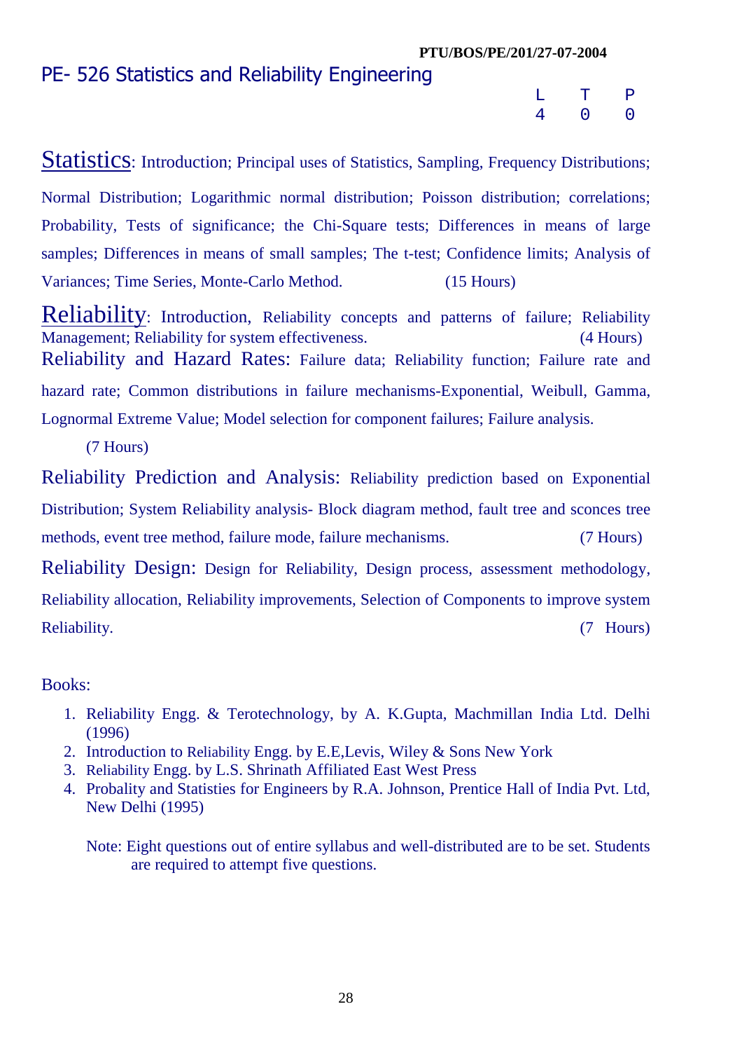PTU/BOS/PE/201/27-07-2004

# PE- 526 Statistics and Reliability Engineering

| L | T | P |
|---|---|---|
| 4 | 0 | 0 |

**Statistics**: Introduction; Principal uses of Statistics, Sampling, Frequency Distributions; Normal Distribution; Logarithmic normal distribution; Poisson distribution; correlations; Probability, Tests of significance; the Chi-Square tests; Differences in means of large samples; Differences in means of small samples; The t-test; Confidence limits; Analysis of Variances; Time Series, Monte-Carlo Method. (15 Hours)

**Reliability**: Introduction, Reliability concepts and patterns of failure; Reliability Management; Reliability for system effectiveness. (4 Hours)

**Reliability and Hazard Rates:** Failure data; Reliability function; Failure rate and hazard rate; Common distributions in failure mechanisms-Exponential, Weibull, Gamma, Lognormal Extreme Value; Model selection for component failures; Failure analysis. (7 Hours)

**Reliability Prediction and Analysis:** Reliability prediction based on Exponential Distribution; System Reliability analysis- Block diagram method, fault tree and sconces tree methods, event tree method, failure mode, failure mechanisms. (7 Hours)

**Reliability Design:** Design for Reliability, Design process, assessment methodology, Reliability allocation, Reliability improvements, Selection of Components to improve system Reliability. (7 Hours)

Books:

1. Reliability Engg. & Terotechnology, by A. K.Gupta, Machmillan India Ltd. Delhi (1996)
2. Introduction to Reliability Engg. by E.E,Levis, Wiley & Sons New York
3. Reliability Engg. by L.S. Shrinath Affiliated East West Press
4. Probality and Statisties for Engineers by R.A. Johnson, Prentice Hall of India Pvt. Ltd, New Delhi (1995)

Note: Eight questions out of entire syllabus and well-distributed are to be set. Students are required to attempt five questions.